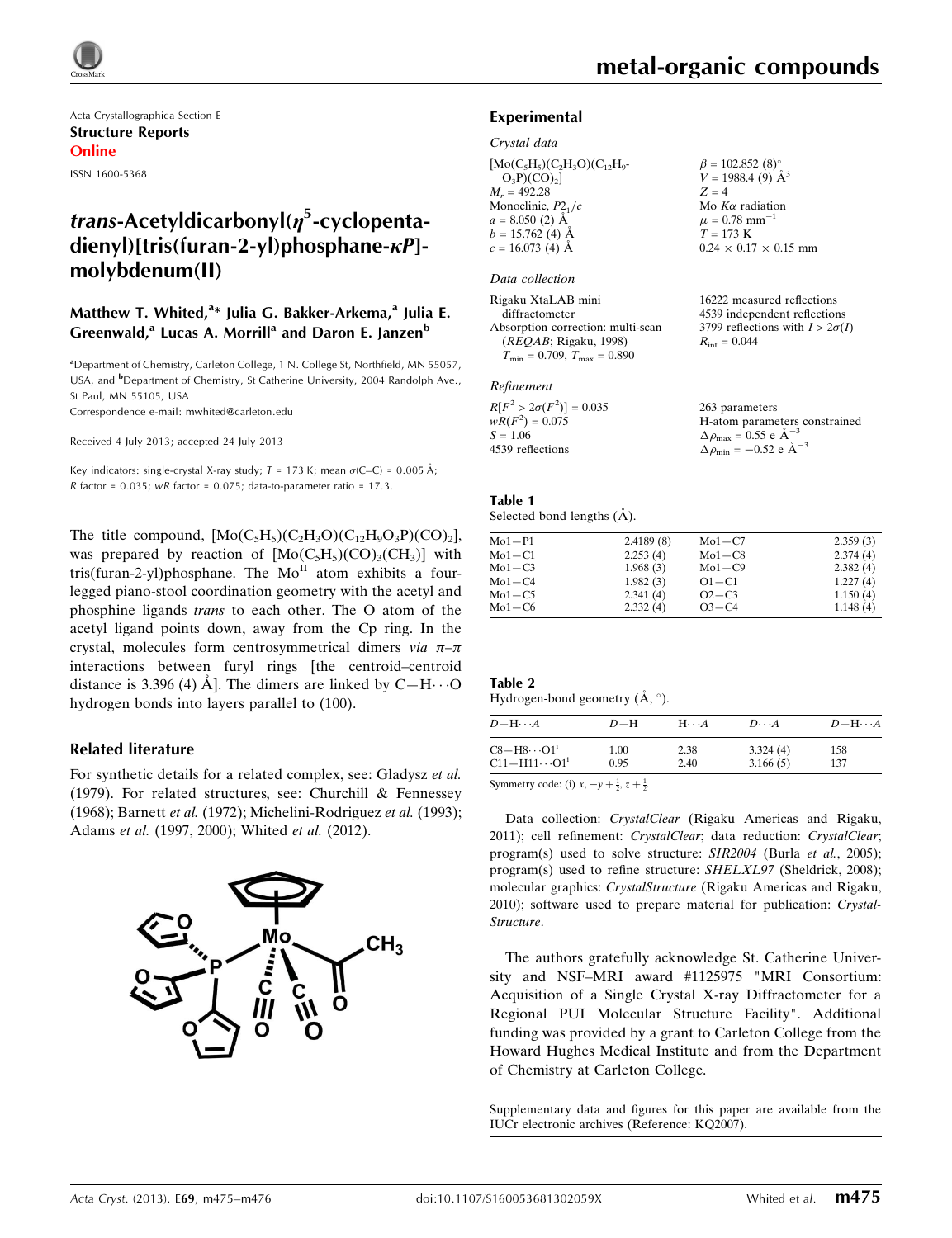Acta Crystallographica Section E

**Structure Reports**

**Online**

ISSN 1600-5368

# *trans*-Acetyldicarbonyl($\eta^5$-cyclopentadienyl)[tris(furan-2-yl)phosphane-$\kappa P$]molybdenum(II)

**Matthew T. Whited,[a]* Julia G. Bakker-Arkema,[a] Julia E. Greenwald,[a] Lucas A. Morrill[a] and Daron E. Janzen[b]**

[a]Department of Chemistry, Carleton College, 1 N. College St, Northfield, MN 55057, USA, and [b]Department of Chemistry, St Catherine University, 2004 Randolph Ave., St Paul, MN 55105, USA

Correspondence e-mail: mwhited@carleton.edu

Received 4 July 2013; accepted 24 July 2013

Key indicators: single-crystal X-ray study; $T$ = 173 K; mean $\sigma$(C–C) = 0.005 Å; $R$ factor = 0.035; $wR$ factor = 0.075; data-to-parameter ratio = 17.3.

The title compound, $[Mo(C_5H_5)(C_2H_3O)(C_{12}H_9O_3P)(CO)_2]$, was prepared by reaction of $[Mo(C_5H_5)(CO)_3(CH_3)]$ with tris(furan-2-yl)phosphane. The $Mo^{II}$ atom exhibits a four-legged piano-stool coordination geometry with the acetyl and phosphine ligands *trans* to each other. The O atom of the acetyl ligand points down, away from the Cp ring. In the crystal, molecules form centrosymmetrical dimers *via* $\pi$–$\pi$ interactions between furyl rings [the centroid–centroid distance is 3.396 (4) Å]. The dimers are linked by C—H···O hydrogen bonds into layers parallel to (100).

## Related literature

For synthetic details for a related complex, see: Gladysz *et al.* (1979). For related structures, see: Churchill & Fennessey (1968); Barnett *et al.* (1972); Michelini-Rodriguez *et al.* (1993); Adams *et al.* (1997, 2000); Whited *et al.* (2012).

## Experimental

### Crystal data

$[Mo(C_5H_5)(C_2H_3O)(C_{12}H_9O_3P)(CO)_2]$
$M_r$ = 492.28
Monoclinic, $P2_1/c$
$a$ = 8.050 (2) Å
$b$ = 15.762 (4) Å
$c$ = 16.073 (4) Å
$\beta$ = 102.852 (8)°
$V$ = 1988.4 (9) Å$^3$
$Z$ = 4
Mo $K\alpha$ radiation
$\mu$ = 0.78 mm$^{-1}$
$T$ = 173 K
0.24 × 0.17 × 0.15 mm

### Data collection

Rigaku XtaLAB mini diffractometer
Absorption correction: multi-scan (*REQAB*; Rigaku, 1998)
$T_{min}$ = 0.709, $T_{max}$ = 0.890
16222 measured reflections
4539 independent reflections
3799 reflections with $I > 2\sigma(I)$
$R_{int}$ = 0.044

### Refinement

$R[F^2 > 2\sigma(F^2)]$ = 0.035
$wR(F^2)$ = 0.075
$S$ = 1.06
4539 reflections
263 parameters
H-atom parameters constrained
$\Delta\rho_{max}$ = 0.55 e Å$^{-3}$
$\Delta\rho_{min}$ = −0.52 e Å$^{-3}$

**Table 1**
Selected bond lengths (Å).

| | | | |
|---|---|---|---|
| Mo1—P1 | 2.4189 (8) | Mo1—C7 | 2.359 (3) |
| Mo1—C1 | 2.253 (4) | Mo1—C8 | 2.374 (4) |
| Mo1—C3 | 1.968 (3) | Mo1—C9 | 2.382 (4) |
| Mo1—C4 | 1.982 (3) | O1—C1 | 1.227 (4) |
| Mo1—C5 | 2.341 (4) | O2—C3 | 1.150 (4) |
| Mo1—C6 | 2.332 (4) | O3—C4 | 1.148 (4) |

**Table 2**
Hydrogen-bond geometry (Å, °).

| $D$—H···$A$ | $D$—H | H···$A$ | $D$···$A$ | $D$—H···$A$ |
|---|---|---|---|---|
| C8—H8···O1$^i$ | 1.00 | 2.38 | 3.324 (4) | 158 |
| C11—H11···O1$^i$ | 0.95 | 2.40 | 3.166 (5) | 137 |

Symmetry code: (i) $x, -y+\frac{1}{2}, z+\frac{1}{2}$.

Data collection: *CrystalClear* (Rigaku Americas and Rigaku, 2011); cell refinement: *CrystalClear*; data reduction: *CrystalClear*; program(s) used to solve structure: *SIR2004* (Burla *et al.*, 2005); program(s) used to refine structure: *SHELXL97* (Sheldrick, 2008); molecular graphics: *CrystalStructure* (Rigaku Americas and Rigaku, 2010); software used to prepare material for publication: *CrystalStructure*.

The authors gratefully acknowledge St. Catherine University and NSF–MRI award #1125975 "MRI Consortium: Acquisition of a Single Crystal X-ray Diffractometer for a Regional PUI Molecular Structure Facility". Additional funding was provided by a grant to Carleton College from the Howard Hughes Medical Institute and from the Department of Chemistry at Carleton College.

Supplementary data and figures for this paper are available from the IUCr electronic archives (Reference: KQ2007).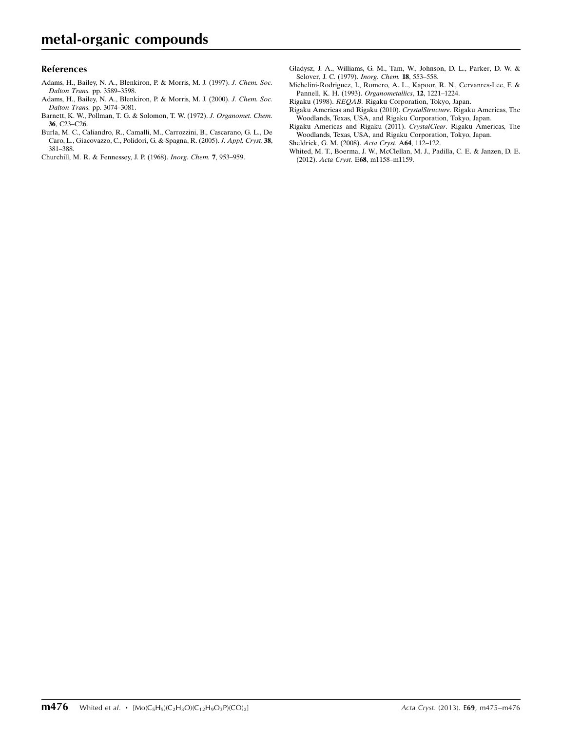## References

Adams, H., Bailey, N. A., Blenkiron, P. & Morris, M. J. (1997). *J. Chem. Soc. Dalton Trans.* pp. 3589–3598.

Adams, H., Bailey, N. A., Blenkiron, P. & Morris, M. J. (2000). *J. Chem. Soc. Dalton Trans.* pp. 3074–3081.

Barnett, K. W., Pollman, T. G. & Solomon, T. W. (1972). *J. Organomet. Chem.* **36**, C23–C26.

Burla, M. C., Caliandro, R., Camalli, M., Carrozzini, B., Cascarano, G. L., De Caro, L., Giacovazzo, C., Polidori, G. & Spagna, R. (2005). *J. Appl. Cryst.* **38**, 381–388.

Churchill, M. R. & Fennessey, J. P. (1968). *Inorg. Chem.* **7**, 953–959.

Gladysz, J. A., Williams, G. M., Tam, W., Johnson, D. L., Parker, D. W. & Selover, J. C. (1979). *Inorg. Chem.* **18**, 553–558.

Michelini-Rodriguez, I., Romero, A. L., Kapoor, R. N., Cervanres-Lee, F. & Pannell, K. H. (1993). *Organometallics*, **12**, 1221–1224.

Rigaku (1998). *REQAB*. Rigaku Corporation, Tokyo, Japan.

Rigaku Americas and Rigaku (2010). *CrystalStructure*. Rigaku Americas, The Woodlands, Texas, USA, and Rigaku Corporation, Tokyo, Japan.

Rigaku Americas and Rigaku (2011). *CrystalClear*. Rigaku Americas, The Woodlands, Texas, USA, and Rigaku Corporation, Tokyo, Japan.

Sheldrick, G. M. (2008). *Acta Cryst.* A**64**, 112–122.

Whited, M. T., Boerma, J. W., McClellan, M. J., Padilla, C. E. & Janzen, D. E. (2012). *Acta Cryst.* E**68**, m1158–m1159.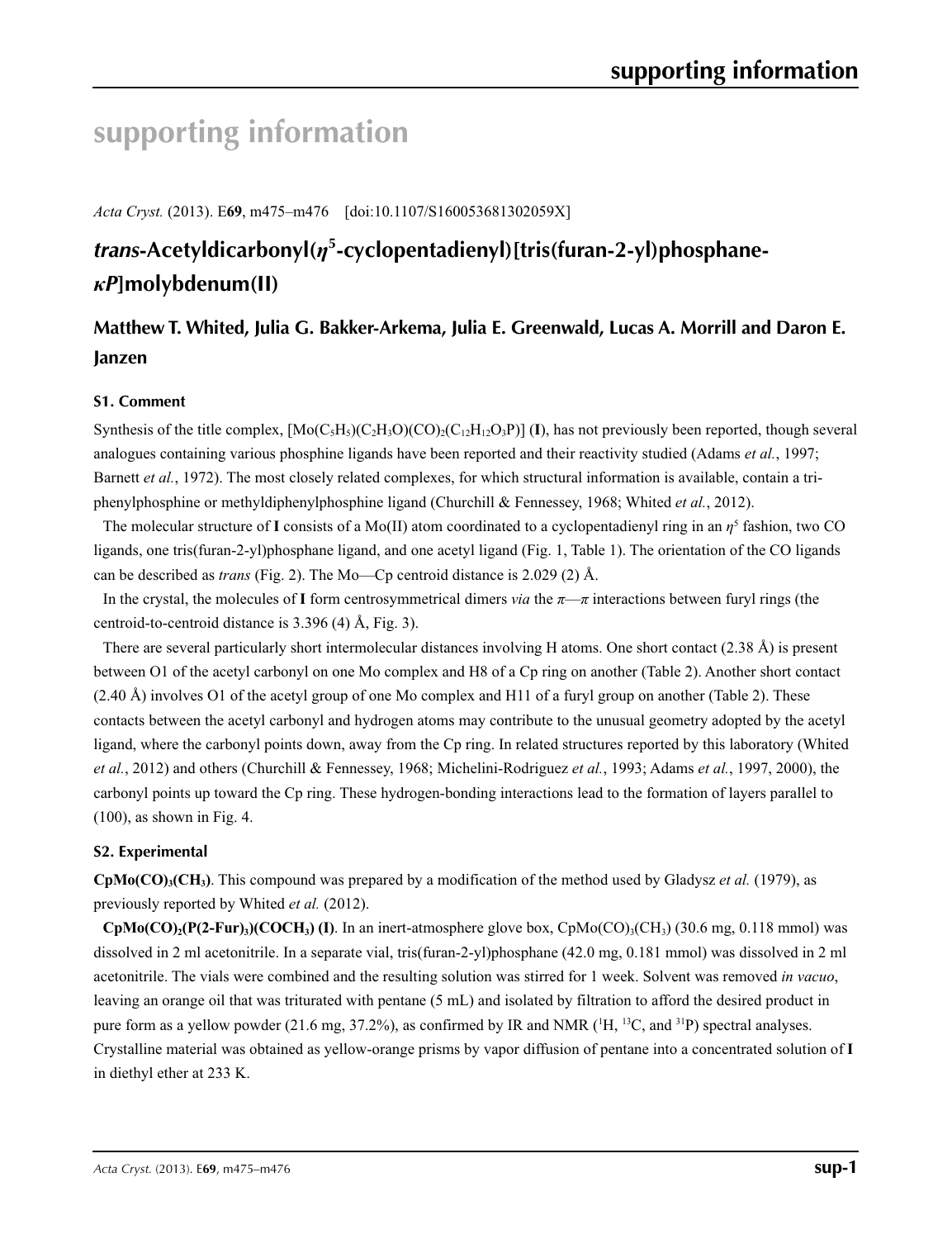# supporting information

*Acta Cryst.* (2013). E**69**, m475–m476 [doi:10.1107/S160053681302059X]

## *trans*-Acetyldicarbonyl($\eta^5$-cyclopentadienyl)[tris(furan-2-yl)phosphane-$\kappa P$]molybdenum(II)

### Matthew T. Whited, Julia G. Bakker-Arkema, Julia E. Greenwald, Lucas A. Morrill and Daron E. Janzen

### S1. Comment

Synthesis of the title complex, [Mo($C_5H_5$)($C_2H_3O$)($CO)_2$($C_{12}H_{12}O_3P$)] (**I**), has not previously been reported, though several analogues containing various phosphine ligands have been reported and their reactivity studied (Adams *et al.*, 1997; Barnett *et al.*, 1972). The most closely related complexes, for which structural information is available, contain a triphenylphosphine or methyldiphenylphosphine ligand (Churchill & Fennessey, 1968; Whited *et al.*, 2012).

The molecular structure of **I** consists of a Mo(II) atom coordinated to a cyclopentadienyl ring in an $\eta^5$ fashion, two CO ligands, one tris(furan-2-yl)phosphane ligand, and one acetyl ligand (Fig. 1, Table 1). The orientation of the CO ligands can be described as *trans* (Fig. 2). The Mo—Cp centroid distance is 2.029 (2) Å.

In the crystal, the molecules of **I** form centrosymmetrical dimers *via* the *π*—*π* interactions between furyl rings (the centroid-to-centroid distance is 3.396 (4) Å, Fig. 3).

There are several particularly short intermolecular distances involving H atoms. One short contact (2.38 Å) is present between O1 of the acetyl carbonyl on one Mo complex and H8 of a Cp ring on another (Table 2). Another short contact (2.40 Å) involves O1 of the acetyl group of one Mo complex and H11 of a furyl group on another (Table 2). These contacts between the acetyl carbonyl and hydrogen atoms may contribute to the unusual geometry adopted by the acetyl ligand, where the carbonyl points down, away from the Cp ring. In related structures reported by this laboratory (Whited *et al.*, 2012) and others (Churchill & Fennessey, 1968; Michelini-Rodriguez *et al.*, 1993; Adams *et al.*, 1997, 2000), the carbonyl points up toward the Cp ring. These hydrogen-bonding interactions lead to the formation of layers parallel to (100), as shown in Fig. 4.

### S2. Experimental

**CpMo(CO)$_3$(CH$_3$)**. This compound was prepared by a modification of the method used by Gladysz *et al.* (1979), as previously reported by Whited *et al.* (2012).

**CpMo(CO)$_2$(P(2-Fur)$_3$)(COCH$_3$) (I)**. In an inert-atmosphere glove box, CpMo(CO)$_3$(CH$_3$) (30.6 mg, 0.118 mmol) was dissolved in 2 ml acetonitrile. In a separate vial, tris(furan-2-yl)phosphane (42.0 mg, 0.181 mmol) was dissolved in 2 ml acetonitrile. The vials were combined and the resulting solution was stirred for 1 week. Solvent was removed *in vacuo*, leaving an orange oil that was triturated with pentane (5 mL) and isolated by filtration to afford the desired product in pure form as a yellow powder (21.6 mg, 37.2%), as confirmed by IR and NMR ($^1$H, $^{13}$C, and $^{31}$P) spectral analyses. Crystalline material was obtained as yellow-orange prisms by vapor diffusion of pentane into a concentrated solution of **I** in diethyl ether at 233 K.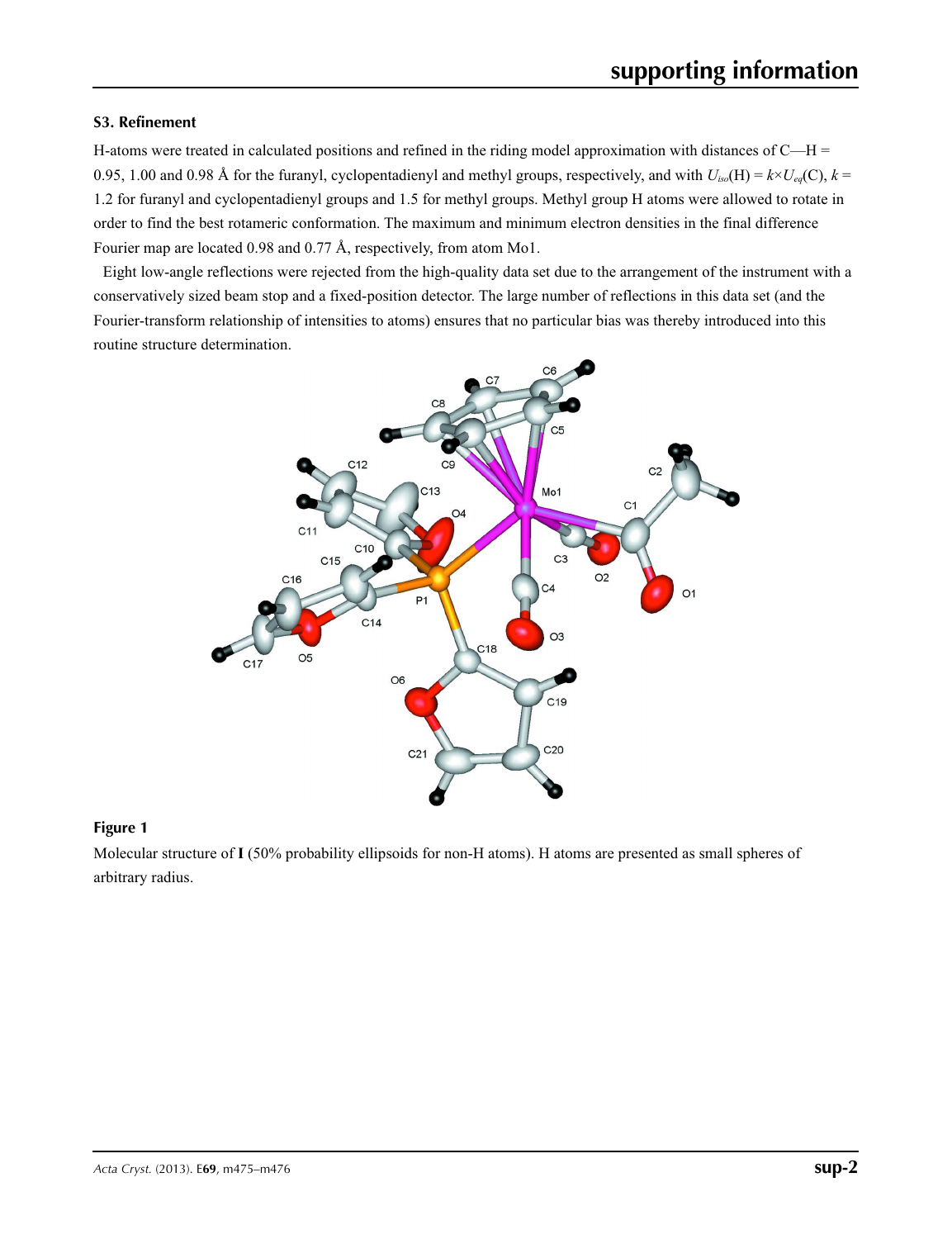### S3. Refinement

H-atoms were treated in calculated positions and refined in the riding model approximation with distances of C—H = 0.95, 1.00 and 0.98 Å for the furanyl, cyclopentadienyl and methyl groups, respectively, and with $U_{iso}(H) = k \times U_{eq}(C)$, $k$ = 1.2 for furanyl and cyclopentadienyl groups and 1.5 for methyl groups. Methyl group H atoms were allowed to rotate in order to find the best rotameric conformation. The maximum and minimum electron densities in the final difference Fourier map are located 0.98 and 0.77 Å, respectively, from atom Mo1.

Eight low-angle reflections were rejected from the high-quality data set due to the arrangement of the instrument with a conservatively sized beam stop and a fixed-position detector. The large number of reflections in this data set (and the Fourier-transform relationship of intensities to atoms) ensures that no particular bias was thereby introduced into this routine structure determination.

**Figure 1**

Molecular structure of **I** (50% probability ellipsoids for non-H atoms). H atoms are presented as small spheres of arbitrary radius.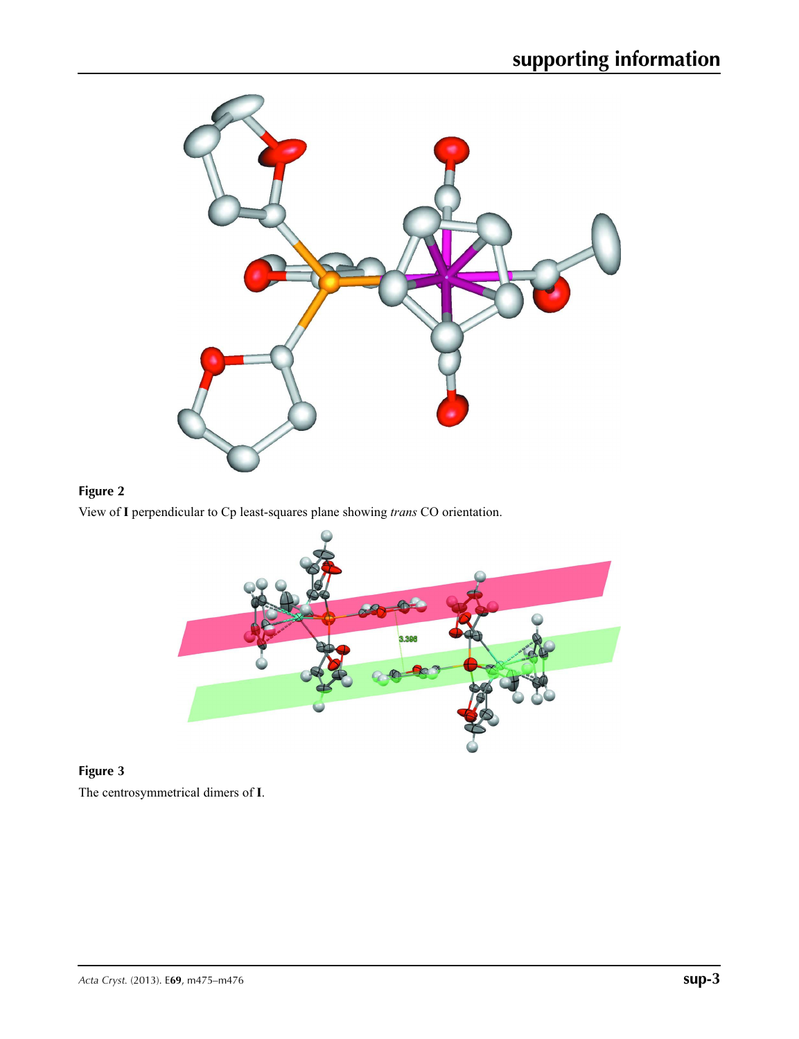**Figure 2**

View of **I** perpendicular to Cp least-squares plane showing *trans* CO orientation.

3.386

**Figure 3**

The centrosymmetrical dimers of **I**.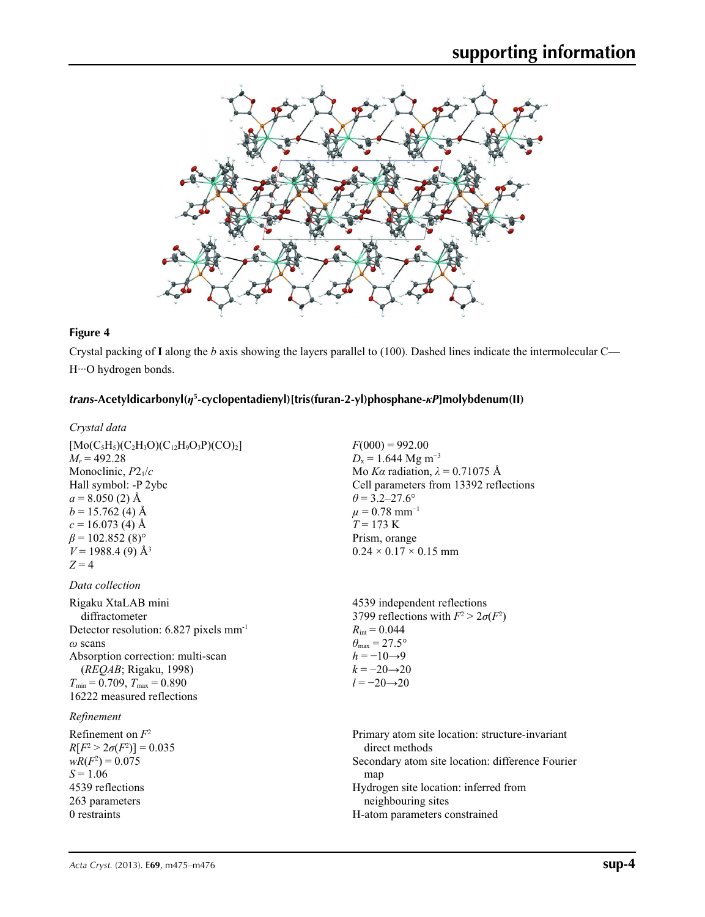**Figure 4**

Crystal packing of **I** along the *b* axis showing the layers parallel to (100). Dashed lines indicate the intermolecular C—H···O hydrogen bonds.

### *trans*-Acetyldicarbonyl($\eta^5$-cyclopentadienyl)[tris(furan-2-yl)phosphane-$\kappa P$]molybdenum(II)

*Crystal data*

$[Mo(C_5H_5)(C_2H_3O)(C_{12}H_9O_3P)(CO)_2]$
$M_r = 492.28$
Monoclinic, $P2_1/c$
Hall symbol: -P 2ybc
$a = 8.050$ (2) Å
$b = 15.762$ (4) Å
$c = 16.073$ (4) Å
$\beta = 102.852$ (8)°
$V = 1988.4$ (9) Å$^3$
$Z = 4$

$F(000) = 992.00$
$D_x = 1.644$ Mg m$^{-3}$
Mo $K\alpha$ radiation, $\lambda = 0.71075$ Å
Cell parameters from 13392 reflections
$\theta = 3.2$–27.6°
$\mu = 0.78$ mm$^{-1}$
$T = 173$ K
Prism, orange
0.24 × 0.17 × 0.15 mm

*Data collection*

Rigaku XtaLAB mini diffractometer
Detector resolution: 6.827 pixels mm$^{-1}$
$\omega$ scans
Absorption correction: multi-scan (*REQAB*; Rigaku, 1998)
$T_{min} = 0.709$, $T_{max} = 0.890$
16222 measured reflections

4539 independent reflections
3799 reflections with $F^2 > 2\sigma(F^2)$
$R_{int} = 0.044$
$\theta_{max} = 27.5°$
$h = -10 \rightarrow 9$
$k = -20 \rightarrow 20$
$l = -20 \rightarrow 20$

*Refinement*

Refinement on $F^2$
$R[F^2 > 2\sigma(F^2)] = 0.035$
$wR(F^2) = 0.075$
$S = 1.06$
4539 reflections
263 parameters
0 restraints

Primary atom site location: structure-invariant direct methods
Secondary atom site location: difference Fourier map
Hydrogen site location: inferred from neighbouring sites
H-atom parameters constrained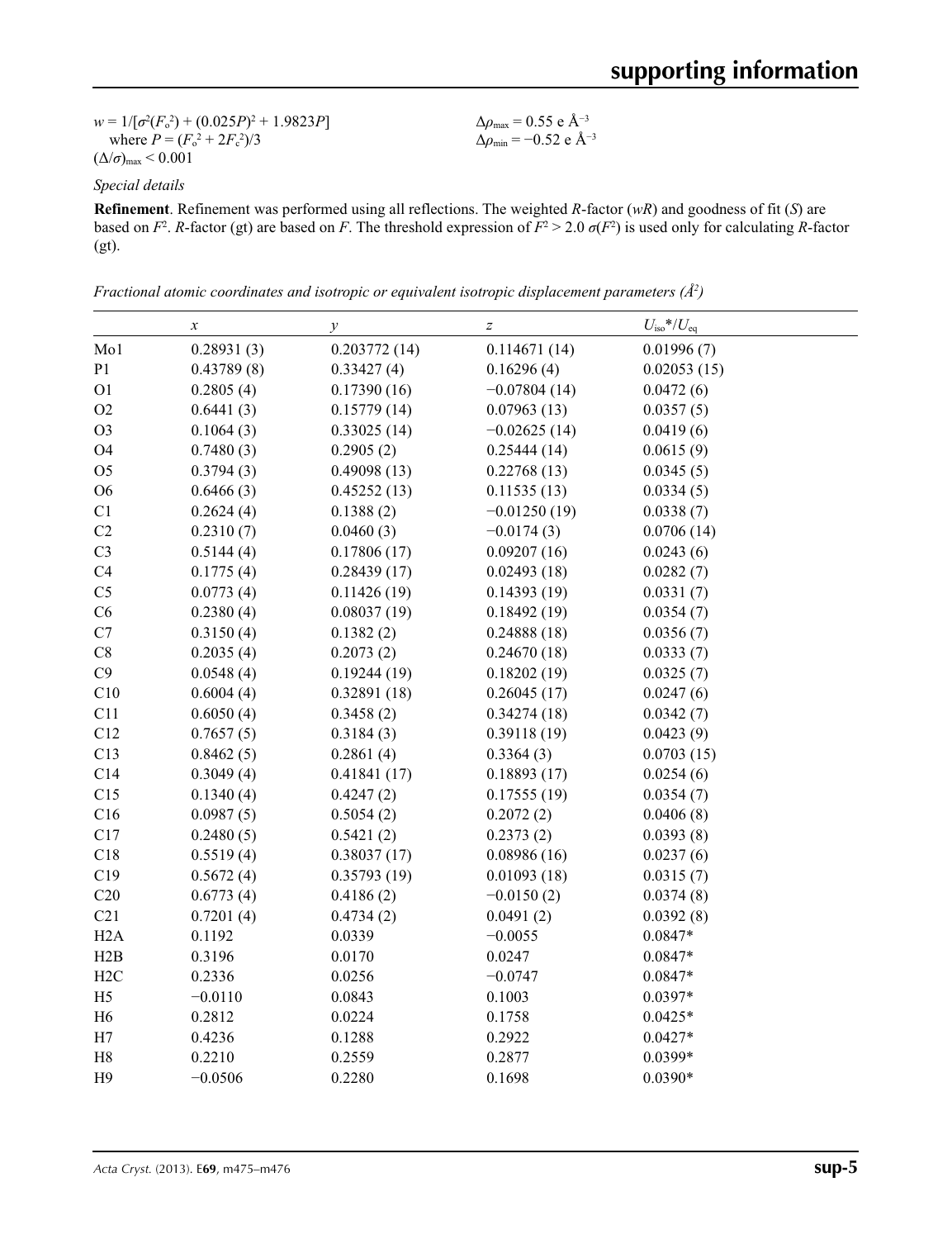$w = 1/[\sigma^2(F_o^2) + (0.025P)^2 + 1.9823P]$
where $P = (F_o^2 + 2F_c^2)/3$
$(\Delta/\sigma)_{max} < 0.001$

$\Delta\rho_{max} = 0.55$ e Å$^{-3}$
$\Delta\rho_{min} = -0.52$ e Å$^{-3}$

*Special details*

**Refinement**. Refinement was performed using all reflections. The weighted *R*-factor (*wR*) and goodness of fit (*S*) are based on $F^2$. *R*-factor (gt) are based on *F*. The threshold expression of $F^2 > 2.0\ \sigma(F^2)$ is used only for calculating *R*-factor (gt).

*Fractional atomic coordinates and isotropic or equivalent isotropic displacement parameters (Å$^2$)*

| | *x* | *y* | *z* | $U_{iso}$\*/$U_{eq}$ |
|---|---|---|---|---|
| Mo1 | 0.28931 (3) | 0.203772 (14) | 0.114671 (14) | 0.01996 (7) |
| P1 | 0.43789 (8) | 0.33427 (4) | 0.16296 (4) | 0.02053 (15) |
| O1 | 0.2805 (4) | 0.17390 (16) | −0.07804 (14) | 0.0472 (6) |
| O2 | 0.6441 (3) | 0.15779 (14) | 0.07963 (13) | 0.0357 (5) |
| O3 | 0.1064 (3) | 0.33025 (14) | −0.02625 (14) | 0.0419 (6) |
| O4 | 0.7480 (3) | 0.2905 (2) | 0.25444 (14) | 0.0615 (9) |
| O5 | 0.3794 (3) | 0.49098 (13) | 0.22768 (13) | 0.0345 (5) |
| O6 | 0.6466 (3) | 0.45252 (13) | 0.11535 (13) | 0.0334 (5) |
| C1 | 0.2624 (4) | 0.1388 (2) | −0.01250 (19) | 0.0338 (7) |
| C2 | 0.2310 (7) | 0.0460 (3) | −0.0174 (3) | 0.0706 (14) |
| C3 | 0.5144 (4) | 0.17806 (17) | 0.09207 (16) | 0.0243 (6) |
| C4 | 0.1775 (4) | 0.28439 (17) | 0.02493 (18) | 0.0282 (7) |
| C5 | 0.0773 (4) | 0.11426 (19) | 0.14393 (19) | 0.0331 (7) |
| C6 | 0.2380 (4) | 0.08037 (19) | 0.18492 (19) | 0.0354 (7) |
| C7 | 0.3150 (4) | 0.1382 (2) | 0.24888 (18) | 0.0356 (7) |
| C8 | 0.2035 (4) | 0.2073 (2) | 0.24670 (18) | 0.0333 (7) |
| C9 | 0.0548 (4) | 0.19244 (19) | 0.18202 (19) | 0.0325 (7) |
| C10 | 0.6004 (4) | 0.32891 (18) | 0.26045 (17) | 0.0247 (6) |
| C11 | 0.6050 (4) | 0.3458 (2) | 0.34274 (18) | 0.0342 (7) |
| C12 | 0.7657 (5) | 0.3184 (3) | 0.39118 (19) | 0.0423 (9) |
| C13 | 0.8462 (5) | 0.2861 (4) | 0.3364 (3) | 0.0703 (15) |
| C14 | 0.3049 (4) | 0.41841 (17) | 0.18893 (17) | 0.0254 (6) |
| C15 | 0.1340 (4) | 0.4247 (2) | 0.17555 (19) | 0.0354 (7) |
| C16 | 0.0987 (5) | 0.5054 (2) | 0.2072 (2) | 0.0406 (8) |
| C17 | 0.2480 (5) | 0.5421 (2) | 0.2373 (2) | 0.0393 (8) |
| C18 | 0.5519 (4) | 0.38037 (17) | 0.08986 (16) | 0.0237 (6) |
| C19 | 0.5672 (4) | 0.35793 (19) | 0.01093 (18) | 0.0315 (7) |
| C20 | 0.6773 (4) | 0.4186 (2) | −0.0150 (2) | 0.0374 (8) |
| C21 | 0.7201 (4) | 0.4734 (2) | 0.0491 (2) | 0.0392 (8) |
| H2A | 0.1192 | 0.0339 | −0.0055 | 0.0847\* |
| H2B | 0.3196 | 0.0170 | 0.0247 | 0.0847\* |
| H2C | 0.2336 | 0.0256 | −0.0747 | 0.0847\* |
| H5 | −0.0110 | 0.0843 | 0.1003 | 0.0397\* |
| H6 | 0.2812 | 0.0224 | 0.1758 | 0.0425\* |
| H7 | 0.4236 | 0.1288 | 0.2922 | 0.0427\* |
| H8 | 0.2210 | 0.2559 | 0.2877 | 0.0399\* |
| H9 | −0.0506 | 0.2280 | 0.1698 | 0.0390\* |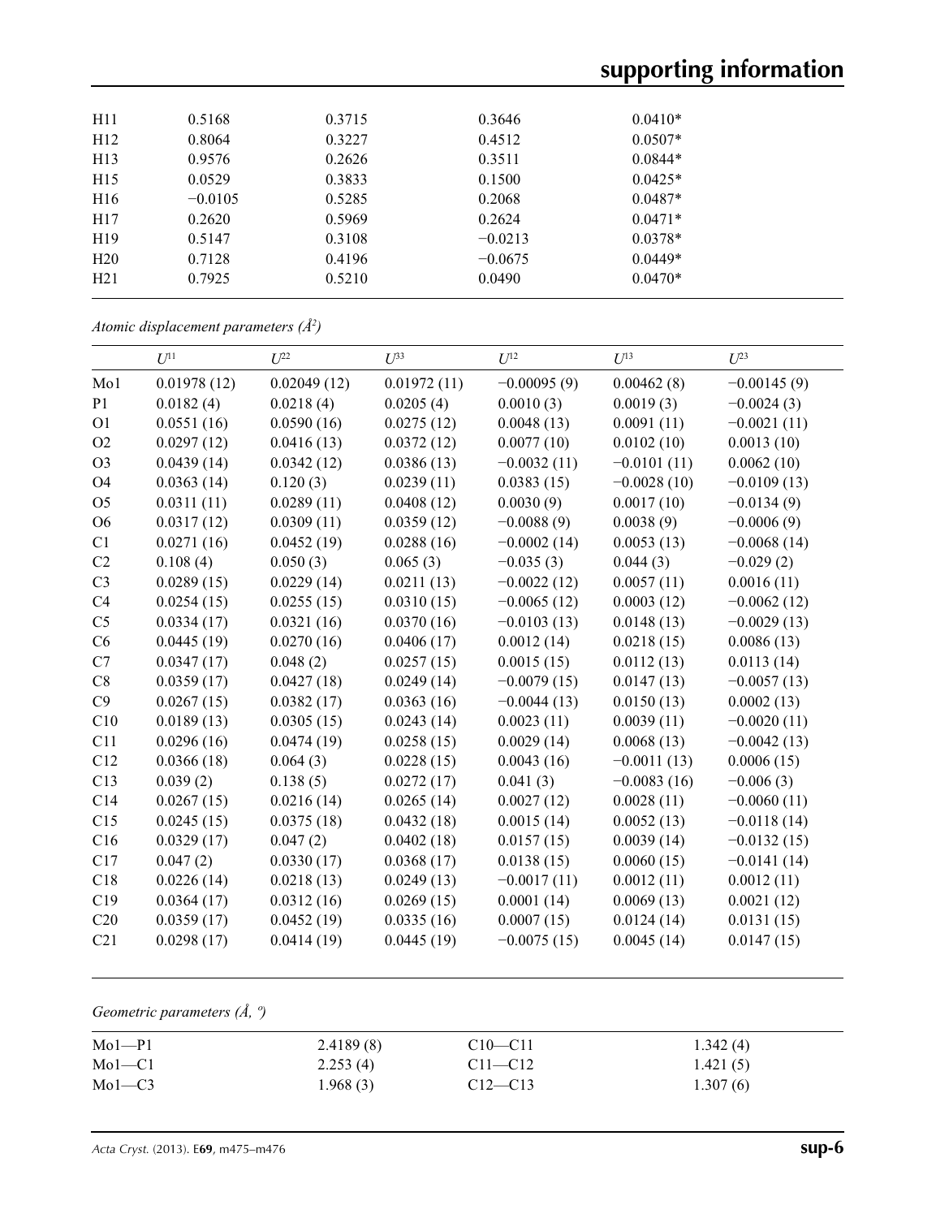| | | | | |
|---|---|---|---|---|
| H11 | 0.5168 | 0.3715 | 0.3646 | 0.0410* |
| H12 | 0.8064 | 0.3227 | 0.4512 | 0.0507* |
| H13 | 0.9576 | 0.2626 | 0.3511 | 0.0844* |
| H15 | 0.0529 | 0.3833 | 0.1500 | 0.0425* |
| H16 | −0.0105 | 0.5285 | 0.2068 | 0.0487* |
| H17 | 0.2620 | 0.5969 | 0.2624 | 0.0471* |
| H19 | 0.5147 | 0.3108 | −0.0213 | 0.0378* |
| H20 | 0.7128 | 0.4196 | −0.0675 | 0.0449* |
| H21 | 0.7925 | 0.5210 | 0.0490 | 0.0470* |

*Atomic displacement parameters (Å$^2$)*

| | $U^{11}$ | $U^{22}$ | $U^{33}$ | $U^{12}$ | $U^{13}$ | $U^{23}$ |
|---|---|---|---|---|---|---|
| Mo1 | 0.01978 (12) | 0.02049 (12) | 0.01972 (11) | −0.00095 (9) | 0.00462 (8) | −0.00145 (9) |
| P1 | 0.0182 (4) | 0.0218 (4) | 0.0205 (4) | 0.0010 (3) | 0.0019 (3) | −0.0024 (3) |
| O1 | 0.0551 (16) | 0.0590 (16) | 0.0275 (12) | 0.0048 (13) | 0.0091 (11) | −0.0021 (11) |
| O2 | 0.0297 (12) | 0.0416 (13) | 0.0372 (12) | 0.0077 (10) | 0.0102 (10) | 0.0013 (10) |
| O3 | 0.0439 (14) | 0.0342 (12) | 0.0386 (13) | −0.0032 (11) | −0.0101 (11) | 0.0062 (10) |
| O4 | 0.0363 (14) | 0.120 (3) | 0.0239 (11) | 0.0383 (15) | −0.0028 (10) | −0.0109 (13) |
| O5 | 0.0311 (11) | 0.0289 (11) | 0.0408 (12) | 0.0030 (9) | 0.0017 (10) | −0.0134 (9) |
| O6 | 0.0317 (12) | 0.0309 (11) | 0.0359 (12) | −0.0088 (9) | 0.0038 (9) | −0.0006 (9) |
| C1 | 0.0271 (16) | 0.0452 (19) | 0.0288 (16) | −0.0002 (14) | 0.0053 (13) | −0.0068 (14) |
| C2 | 0.108 (4) | 0.050 (3) | 0.065 (3) | −0.035 (3) | 0.044 (3) | −0.029 (2) |
| C3 | 0.0289 (15) | 0.0229 (14) | 0.0211 (13) | −0.0022 (12) | 0.0057 (11) | 0.0016 (11) |
| C4 | 0.0254 (15) | 0.0255 (15) | 0.0310 (15) | −0.0065 (12) | 0.0003 (12) | −0.0062 (12) |
| C5 | 0.0334 (17) | 0.0321 (16) | 0.0370 (16) | −0.0103 (13) | 0.0148 (13) | −0.0029 (13) |
| C6 | 0.0445 (19) | 0.0270 (16) | 0.0406 (17) | 0.0012 (14) | 0.0218 (15) | 0.0086 (13) |
| C7 | 0.0347 (17) | 0.048 (2) | 0.0257 (15) | 0.0015 (15) | 0.0112 (13) | 0.0113 (14) |
| C8 | 0.0359 (17) | 0.0427 (18) | 0.0249 (14) | −0.0079 (15) | 0.0147 (13) | −0.0057 (13) |
| C9 | 0.0267 (15) | 0.0382 (17) | 0.0363 (16) | −0.0044 (13) | 0.0150 (13) | 0.0002 (13) |
| C10 | 0.0189 (13) | 0.0305 (15) | 0.0243 (14) | 0.0023 (11) | 0.0039 (11) | −0.0020 (11) |
| C11 | 0.0296 (16) | 0.0474 (19) | 0.0258 (15) | 0.0029 (14) | 0.0068 (13) | −0.0042 (13) |
| C12 | 0.0366 (18) | 0.064 (3) | 0.0228 (15) | 0.0043 (16) | −0.0011 (13) | 0.0006 (15) |
| C13 | 0.039 (2) | 0.138 (5) | 0.0272 (17) | 0.041 (3) | −0.0083 (16) | −0.006 (3) |
| C14 | 0.0267 (15) | 0.0216 (14) | 0.0265 (14) | 0.0027 (12) | 0.0028 (11) | −0.0060 (11) |
| C15 | 0.0245 (15) | 0.0375 (18) | 0.0432 (18) | 0.0015 (14) | 0.0052 (13) | −0.0118 (14) |
| C16 | 0.0329 (17) | 0.047 (2) | 0.0402 (18) | 0.0157 (15) | 0.0039 (14) | −0.0132 (15) |
| C17 | 0.047 (2) | 0.0330 (17) | 0.0368 (17) | 0.0138 (15) | 0.0060 (15) | −0.0141 (14) |
| C18 | 0.0226 (14) | 0.0218 (13) | 0.0249 (13) | −0.0017 (11) | 0.0012 (11) | 0.0012 (11) |
| C19 | 0.0364 (17) | 0.0312 (16) | 0.0269 (15) | 0.0001 (14) | 0.0069 (13) | 0.0021 (12) |
| C20 | 0.0359 (17) | 0.0452 (19) | 0.0335 (16) | 0.0007 (15) | 0.0124 (14) | 0.0131 (15) |
| C21 | 0.0298 (17) | 0.0414 (19) | 0.0445 (19) | −0.0075 (15) | 0.0045 (14) | 0.0147 (15) |

*Geometric parameters (Å, º)*

| | | | |
|---|---|---|---|
| Mo1—P1 | 2.4189 (8) | C10—C11 | 1.342 (4) |
| Mo1—C1 | 2.253 (4) | C11—C12 | 1.421 (5) |
| Mo1—C3 | 1.968 (3) | C12—C13 | 1.307 (6) |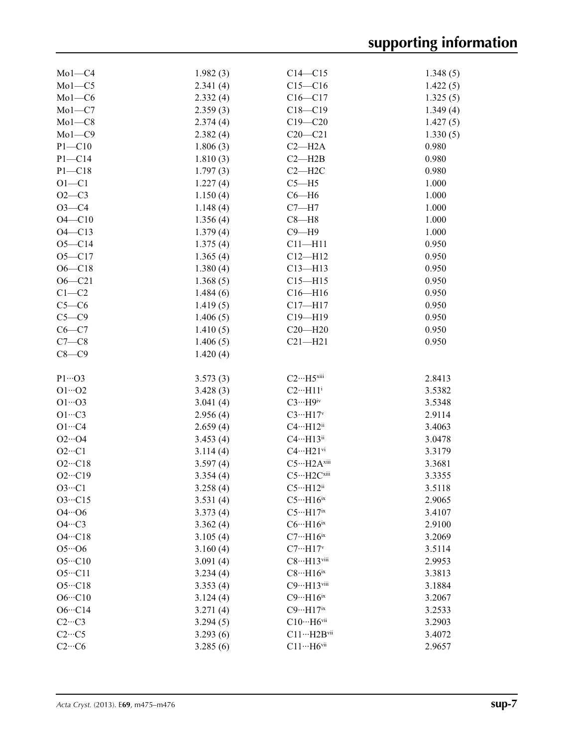| | | | |
|---|---|---|---|
| Mo1—C4 | 1.982 (3) | C14—C15 | 1.348 (5) |
| Mo1—C5 | 2.341 (4) | C15—C16 | 1.422 (5) |
| Mo1—C6 | 2.332 (4) | C16—C17 | 1.325 (5) |
| Mo1—C7 | 2.359 (3) | C18—C19 | 1.349 (4) |
| Mo1—C8 | 2.374 (4) | C19—C20 | 1.427 (5) |
| Mo1—C9 | 2.382 (4) | C20—C21 | 1.330 (5) |
| P1—C10 | 1.806 (3) | C2—H2A | 0.980 |
| P1—C14 | 1.810 (3) | C2—H2B | 0.980 |
| P1—C18 | 1.797 (3) | C2—H2C | 0.980 |
| O1—C1 | 1.227 (4) | C5—H5 | 1.000 |
| O2—C3 | 1.150 (4) | C6—H6 | 1.000 |
| O3—C4 | 1.148 (4) | C7—H7 | 1.000 |
| O4—C10 | 1.356 (4) | C8—H8 | 1.000 |
| O4—C13 | 1.379 (4) | C9—H9 | 1.000 |
| O5—C14 | 1.375 (4) | C11—H11 | 0.950 |
| O5—C17 | 1.365 (4) | C12—H12 | 0.950 |
| O6—C18 | 1.380 (4) | C13—H13 | 0.950 |
| O6—C21 | 1.368 (5) | C15—H15 | 0.950 |
| C1—C2 | 1.484 (6) | C16—H16 | 0.950 |
| C5—C6 | 1.419 (5) | C17—H17 | 0.950 |
| C5—C9 | 1.406 (5) | C19—H19 | 0.950 |
| C6—C7 | 1.410 (5) | C20—H20 | 0.950 |
| C7—C8 | 1.406 (5) | C21—H21 | 0.950 |
| C8—C9 | 1.420 (4) | | |
| | | | |
| P1···O3 | 3.573 (3) | C2···H5$^{xiii}$ | 2.8413 |
| O1···O2 | 3.428 (3) | C2···H11$^{i}$ | 3.5382 |
| O1···O3 | 3.041 (4) | C3···H9$^{iv}$ | 3.5348 |
| O1···C3 | 2.956 (4) | C3···H17$^{v}$ | 2.9114 |
| O1···C4 | 2.659 (4) | C4···H12$^{ii}$ | 3.4063 |
| O2···O4 | 3.453 (4) | C4···H13$^{ii}$ | 3.0478 |
| O2···C1 | 3.114 (4) | C4···H21$^{vi}$ | 3.3179 |
| O2···C18 | 3.597 (4) | C5···H2A$^{xiii}$ | 3.3681 |
| O2···C19 | 3.354 (4) | C5···H2C$^{xiii}$ | 3.3355 |
| O3···C1 | 3.258 (4) | C5···H12$^{ii}$ | 3.5118 |
| O3···C15 | 3.531 (4) | C5···H16$^{ix}$ | 2.9065 |
| O4···O6 | 3.373 (4) | C5···H17$^{ix}$ | 3.4107 |
| O4···C3 | 3.362 (4) | C6···H16$^{ix}$ | 2.9100 |
| O4···C18 | 3.105 (4) | C7···H16$^{ix}$ | 3.2069 |
| O5···O6 | 3.160 (4) | C7···H17$^{v}$ | 3.5114 |
| O5···C10 | 3.091 (4) | C8···H13$^{viii}$ | 2.9953 |
| O5···C11 | 3.234 (4) | C8···H16$^{ix}$ | 3.3813 |
| O5···C18 | 3.353 (4) | C9···H13$^{viii}$ | 3.1884 |
| O6···C10 | 3.124 (4) | C9···H16$^{ix}$ | 3.2067 |
| O6···C14 | 3.271 (4) | C9···H17$^{ix}$ | 3.2533 |
| C2···C3 | 3.294 (5) | C10···H6$^{vii}$ | 3.2903 |
| C2···C5 | 3.293 (6) | C11···H2B$^{vii}$ | 3.4072 |
| C2···C6 | 3.285 (6) | C11···H6$^{vii}$ | 2.9657 |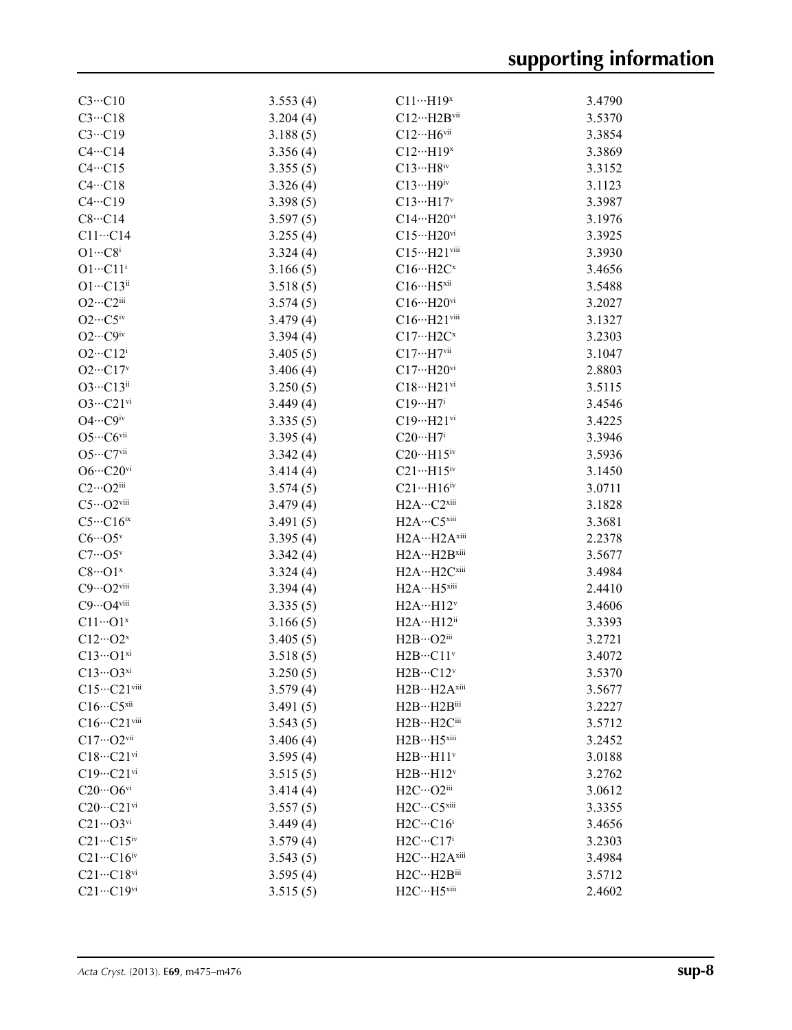| | | | |
|---|---|---|---|
| C3···C10 | 3.553 (4) | C11···H19$^{x}$ | 3.4790 |
| C3···C18 | 3.204 (4) | C12···H2B$^{vii}$ | 3.5370 |
| C3···C19 | 3.188 (5) | C12···H6$^{vii}$ | 3.3854 |
| C4···C14 | 3.356 (4) | C12···H19$^{x}$ | 3.3869 |
| C4···C15 | 3.355 (5) | C13···H8$^{iv}$ | 3.3152 |
| C4···C18 | 3.326 (4) | C13···H9$^{iv}$ | 3.1123 |
| C4···C19 | 3.398 (5) | C13···H17$^{v}$ | 3.3987 |
| C8···C14 | 3.597 (5) | C14···H20$^{vi}$ | 3.1976 |
| C11···C14 | 3.255 (4) | C15···H20$^{vi}$ | 3.3925 |
| O1···C8$^{i}$ | 3.324 (4) | C15···H21$^{viii}$ | 3.3930 |
| O1···C11$^{i}$ | 3.166 (5) | C16···H2C$^{x}$ | 3.4656 |
| O1···C13$^{ii}$ | 3.518 (5) | C16···H5$^{xii}$ | 3.5488 |
| O2···C2$^{iii}$ | 3.574 (5) | C16···H20$^{vi}$ | 3.2027 |
| O2···C5$^{iv}$ | 3.479 (4) | C16···H21$^{viii}$ | 3.1327 |
| O2···C9$^{iv}$ | 3.394 (4) | C17···H2C$^{x}$ | 3.2303 |
| O2···C12$^{i}$ | 3.405 (5) | C17···H7$^{vii}$ | 3.1047 |
| O2···C17$^{v}$ | 3.406 (4) | C17···H20$^{vi}$ | 2.8803 |
| O3···C13$^{ii}$ | 3.250 (5) | C18···H21$^{vi}$ | 3.5115 |
| O3···C21$^{vi}$ | 3.449 (4) | C19···H7$^{i}$ | 3.4546 |
| O4···C9$^{iv}$ | 3.335 (5) | C19···H21$^{vi}$ | 3.4225 |
| O5···C6$^{vii}$ | 3.395 (4) | C20···H7$^{i}$ | 3.3946 |
| O5···C7$^{vii}$ | 3.342 (4) | C20···H15$^{iv}$ | 3.5936 |
| O6···C20$^{vi}$ | 3.414 (4) | C21···H15$^{iv}$ | 3.1450 |
| C2···O2$^{iii}$ | 3.574 (5) | C21···H16$^{iv}$ | 3.0711 |
| C5···O2$^{viii}$ | 3.479 (4) | H2A···C2$^{xiii}$ | 3.1828 |
| C5···C16$^{ix}$ | 3.491 (5) | H2A···C5$^{xiii}$ | 3.3681 |
| C6···O5$^{v}$ | 3.395 (4) | H2A···H2A$^{xiii}$ | 2.2378 |
| C7···O5$^{v}$ | 3.342 (4) | H2A···H2B$^{xiii}$ | 3.5677 |
| C8···O1$^{x}$ | 3.324 (4) | H2A···H2C$^{xiii}$ | 3.4984 |
| C9···O2$^{viii}$ | 3.394 (4) | H2A···H5$^{xiii}$ | 2.4410 |
| C9···O4$^{viii}$ | 3.335 (5) | H2A···H12$^{v}$ | 3.4606 |
| C11···O1$^{x}$ | 3.166 (5) | H2A···H12$^{ii}$ | 3.3393 |
| C12···O2$^{x}$ | 3.405 (5) | H2B···O2$^{iii}$ | 3.2721 |
| C13···O1$^{xi}$ | 3.518 (5) | H2B···C11$^{v}$ | 3.4072 |
| C13···O3$^{xi}$ | 3.250 (5) | H2B···C12$^{v}$ | 3.5370 |
| C15···C21$^{viii}$ | 3.579 (4) | H2B···H2A$^{xiii}$ | 3.5677 |
| C16···C5$^{xii}$ | 3.491 (5) | H2B···H2B$^{iii}$ | 3.2227 |
| C16···C21$^{viii}$ | 3.543 (5) | H2B···H2C$^{iii}$ | 3.5712 |
| C17···O2$^{vii}$ | 3.406 (4) | H2B···H5$^{xiii}$ | 3.2452 |
| C18···C21$^{vi}$ | 3.595 (4) | H2B···H11$^{v}$ | 3.0188 |
| C19···C21$^{vi}$ | 3.515 (5) | H2B···H12$^{v}$ | 3.2762 |
| C20···O6$^{vi}$ | 3.414 (4) | H2C···O2$^{iii}$ | 3.0612 |
| C20···C21$^{vi}$ | 3.557 (5) | H2C···C5$^{xiii}$ | 3.3355 |
| C21···O3$^{vi}$ | 3.449 (4) | H2C···C16$^{i}$ | 3.4656 |
| C21···C15$^{iv}$ | 3.579 (4) | H2C···C17$^{i}$ | 3.2303 |
| C21···C16$^{iv}$ | 3.543 (5) | H2C···H2A$^{xiii}$ | 3.4984 |
| C21···C18$^{vi}$ | 3.595 (4) | H2C···H2B$^{iii}$ | 3.5712 |
| C21···C19$^{vi}$ | 3.515 (5) | H2C···H5$^{xiii}$ | 2.4602 |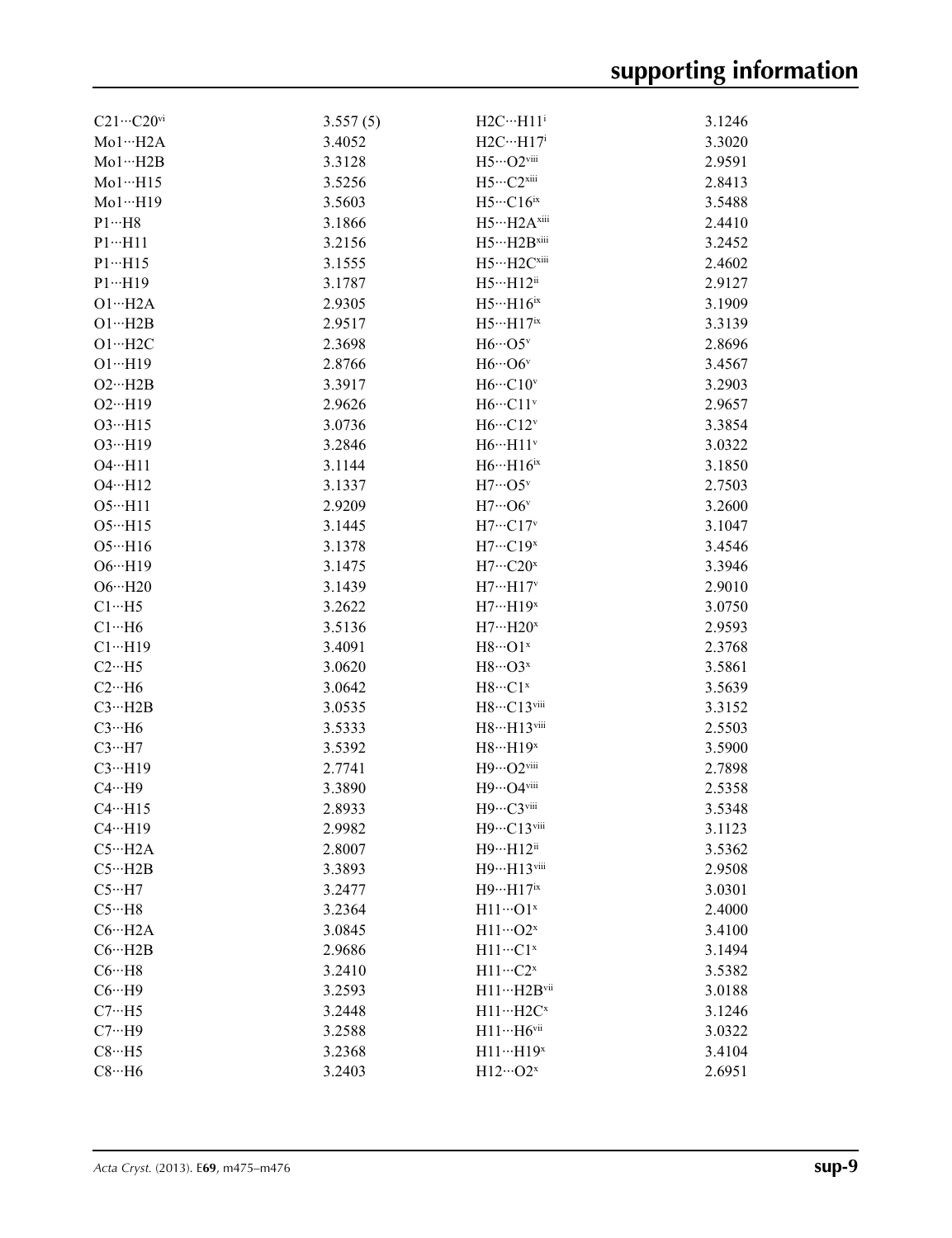| | | | |
|---|---|---|---|
| C21···C20$^{vi}$ | 3.557 (5) | H2C···H11$^{i}$ | 3.1246 |
| Mo1···H2A | 3.4052 | H2C···H17$^{i}$ | 3.3020 |
| Mo1···H2B | 3.3128 | H5···O2$^{viii}$ | 2.9591 |
| Mo1···H15 | 3.5256 | H5···C2$^{xiii}$ | 2.8413 |
| Mo1···H19 | 3.5603 | H5···C16$^{ix}$ | 3.5488 |
| P1···H8 | 3.1866 | H5···H2A$^{xiii}$ | 2.4410 |
| P1···H11 | 3.2156 | H5···H2B$^{xiii}$ | 3.2452 |
| P1···H15 | 3.1555 | H5···H2C$^{xiii}$ | 2.4602 |
| P1···H19 | 3.1787 | H5···H12$^{ii}$ | 2.9127 |
| O1···H2A | 2.9305 | H5···H16$^{ix}$ | 3.1909 |
| O1···H2B | 2.9517 | H5···H17$^{ix}$ | 3.3139 |
| O1···H2C | 2.3698 | H6···O5$^{v}$ | 2.8696 |
| O1···H19 | 2.8766 | H6···O6$^{v}$ | 3.4567 |
| O2···H2B | 3.3917 | H6···C10$^{v}$ | 3.2903 |
| O2···H19 | 2.9626 | H6···C11$^{v}$ | 2.9657 |
| O3···H15 | 3.0736 | H6···C12$^{v}$ | 3.3854 |
| O3···H19 | 3.2846 | H6···H11$^{v}$ | 3.0322 |
| O4···H11 | 3.1144 | H6···H16$^{ix}$ | 3.1850 |
| O4···H12 | 3.1337 | H7···O5$^{v}$ | 2.7503 |
| O5···H11 | 2.9209 | H7···O6$^{v}$ | 3.2600 |
| O5···H15 | 3.1445 | H7···C17$^{v}$ | 3.1047 |
| O5···H16 | 3.1378 | H7···C19$^{x}$ | 3.4546 |
| O6···H19 | 3.1475 | H7···C20$^{x}$ | 3.3946 |
| O6···H20 | 3.1439 | H7···H17$^{v}$ | 2.9010 |
| C1···H5 | 3.2622 | H7···H19$^{x}$ | 3.0750 |
| C1···H6 | 3.5136 | H7···H20$^{x}$ | 2.9593 |
| C1···H19 | 3.4091 | H8···O1$^{x}$ | 2.3768 |
| C2···H5 | 3.0620 | H8···O3$^{x}$ | 3.5861 |
| C2···H6 | 3.0642 | H8···C1$^{x}$ | 3.5639 |
| C3···H2B | 3.0535 | H8···C13$^{viii}$ | 3.3152 |
| C3···H6 | 3.5333 | H8···H13$^{viii}$ | 2.5503 |
| C3···H7 | 3.5392 | H8···H19$^{x}$ | 3.5900 |
| C3···H19 | 2.7741 | H9···O2$^{viii}$ | 2.7898 |
| C4···H9 | 3.3890 | H9···O4$^{viii}$ | 2.5358 |
| C4···H15 | 2.8933 | H9···C3$^{viii}$ | 3.5348 |
| C4···H19 | 2.9982 | H9···C13$^{viii}$ | 3.1123 |
| C5···H2A | 2.8007 | H9···H12$^{ii}$ | 3.5362 |
| C5···H2B | 3.3893 | H9···H13$^{viii}$ | 2.9508 |
| C5···H7 | 3.2477 | H9···H17$^{ix}$ | 3.0301 |
| C5···H8 | 3.2364 | H11···O1$^{x}$ | 2.4000 |
| C6···H2A | 3.0845 | H11···O2$^{x}$ | 3.4100 |
| C6···H2B | 2.9686 | H11···C1$^{x}$ | 3.1494 |
| C6···H8 | 3.2410 | H11···C2$^{x}$ | 3.5382 |
| C6···H9 | 3.2593 | H11···H2B$^{vii}$ | 3.0188 |
| C7···H5 | 3.2448 | H11···H2C$^{x}$ | 3.1246 |
| C7···H9 | 3.2588 | H11···H6$^{vii}$ | 3.0322 |
| C8···H5 | 3.2368 | H11···H19$^{x}$ | 3.4104 |
| C8···H6 | 3.2403 | H12···O2$^{x}$ | 2.6951 |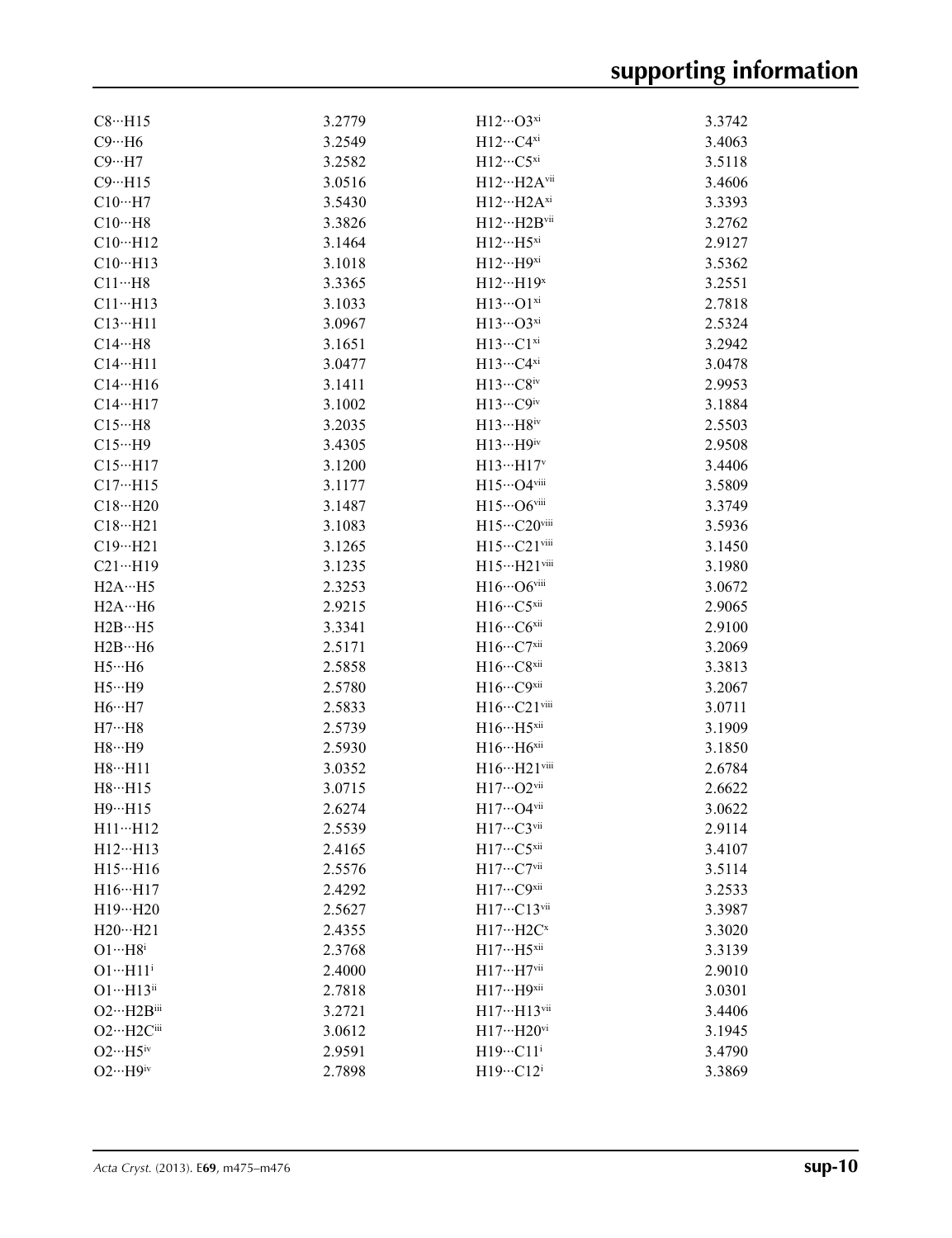| | | | |
|---|---|---|---|
| C8···H15 | 3.2779 | H12···O3$^{xi}$ | 3.3742 |
| C9···H6 | 3.2549 | H12···C4$^{xi}$ | 3.4063 |
| C9···H7 | 3.2582 | H12···C5$^{xi}$ | 3.5118 |
| C9···H15 | 3.0516 | H12···H2A$^{vii}$ | 3.4606 |
| C10···H7 | 3.5430 | H12···H2A$^{xi}$ | 3.3393 |
| C10···H8 | 3.3826 | H12···H2B$^{vii}$ | 3.2762 |
| C10···H12 | 3.1464 | H12···H5$^{xi}$ | 2.9127 |
| C10···H13 | 3.1018 | H12···H9$^{xi}$ | 3.5362 |
| C11···H8 | 3.3365 | H12···H19$^{x}$ | 3.2551 |
| C11···H13 | 3.1033 | H13···O1$^{xi}$ | 2.7818 |
| C13···H11 | 3.0967 | H13···O3$^{xi}$ | 2.5324 |
| C14···H8 | 3.1651 | H13···C1$^{xi}$ | 3.2942 |
| C14···H11 | 3.0477 | H13···C4$^{xi}$ | 3.0478 |
| C14···H16 | 3.1411 | H13···C8$^{iv}$ | 2.9953 |
| C14···H17 | 3.1002 | H13···C9$^{iv}$ | 3.1884 |
| C15···H8 | 3.2035 | H13···H8$^{iv}$ | 2.5503 |
| C15···H9 | 3.4305 | H13···H9$^{iv}$ | 2.9508 |
| C15···H17 | 3.1200 | H13···H17$^{v}$ | 3.4406 |
| C17···H15 | 3.1177 | H15···O4$^{viii}$ | 3.5809 |
| C18···H20 | 3.1487 | H15···O6$^{viii}$ | 3.3749 |
| C18···H21 | 3.1083 | H15···C20$^{viii}$ | 3.5936 |
| C19···H21 | 3.1265 | H15···C21$^{viii}$ | 3.1450 |
| C21···H19 | 3.1235 | H15···H21$^{viii}$ | 3.1980 |
| H2A···H5 | 2.3253 | H16···O6$^{viii}$ | 3.0672 |
| H2A···H6 | 2.9215 | H16···C5$^{xii}$ | 2.9065 |
| H2B···H5 | 3.3341 | H16···C6$^{xii}$ | 2.9100 |
| H2B···H6 | 2.5171 | H16···C7$^{xii}$ | 3.2069 |
| H5···H6 | 2.5858 | H16···C8$^{xii}$ | 3.3813 |
| H5···H9 | 2.5780 | H16···C9$^{xii}$ | 3.2067 |
| H6···H7 | 2.5833 | H16···C21$^{viii}$ | 3.0711 |
| H7···H8 | 2.5739 | H16···H5$^{xii}$ | 3.1909 |
| H8···H9 | 2.5930 | H16···H6$^{xii}$ | 3.1850 |
| H8···H11 | 3.0352 | H16···H21$^{viii}$ | 2.6784 |
| H8···H15 | 3.0715 | H17···O2$^{vii}$ | 2.6622 |
| H9···H15 | 2.6274 | H17···O4$^{vii}$ | 3.0622 |
| H11···H12 | 2.5539 | H17···C3$^{vii}$ | 2.9114 |
| H12···H13 | 2.4165 | H17···C5$^{xii}$ | 3.4107 |
| H15···H16 | 2.5576 | H17···C7$^{vii}$ | 3.5114 |
| H16···H17 | 2.4292 | H17···C9$^{xii}$ | 3.2533 |
| H19···H20 | 2.5627 | H17···C13$^{vii}$ | 3.3987 |
| H20···H21 | 2.4355 | H17···H2C$^{x}$ | 3.3020 |
| O1···H8$^{i}$ | 2.3768 | H17···H5$^{xii}$ | 3.3139 |
| O1···H11$^{i}$ | 2.4000 | H17···H7$^{vii}$ | 2.9010 |
| O1···H13$^{ii}$ | 2.7818 | H17···H9$^{xii}$ | 3.0301 |
| O2···H2B$^{iii}$ | 3.2721 | H17···H13$^{vii}$ | 3.4406 |
| O2···H2C$^{iii}$ | 3.0612 | H17···H20$^{vi}$ | 3.1945 |
| O2···H5$^{iv}$ | 2.9591 | H19···C11$^{i}$ | 3.4790 |
| O2···H9$^{iv}$ | 2.7898 | H19···C12$^{i}$ | 3.3869 |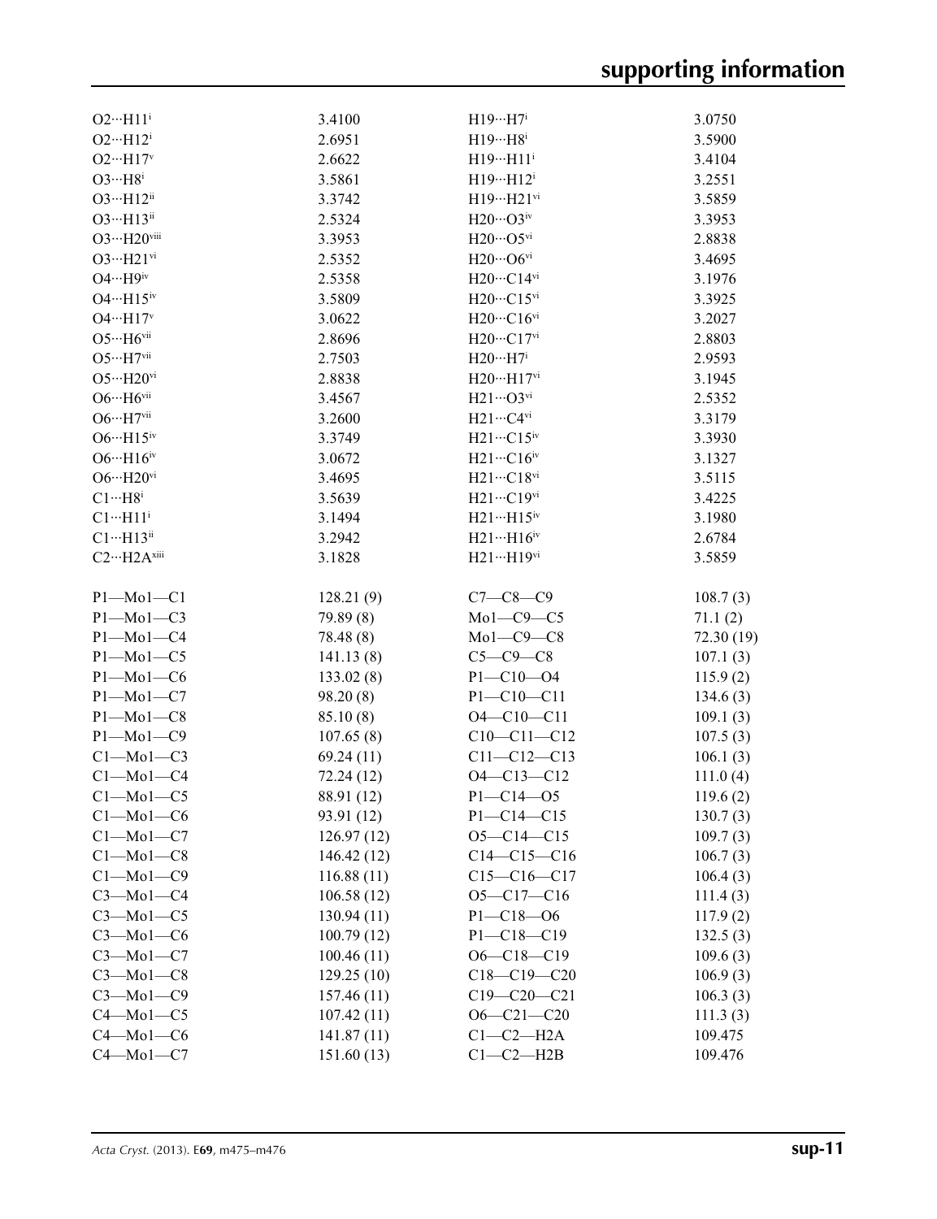| | | | |
|---|---|---|---|
| O2···H11$^{i}$ | 3.4100 | H19···H7$^{i}$ | 3.0750 |
| O2···H12$^{i}$ | 2.6951 | H19···H8$^{i}$ | 3.5900 |
| O2···H17$^{v}$ | 2.6622 | H19···H11$^{i}$ | 3.4104 |
| O3···H8$^{i}$ | 3.5861 | H19···H12$^{i}$ | 3.2551 |
| O3···H12$^{ii}$ | 3.3742 | H19···H21$^{vi}$ | 3.5859 |
| O3···H13$^{ii}$ | 2.5324 | H20···O3$^{iv}$ | 3.3953 |
| O3···H20$^{viii}$ | 3.3953 | H20···O5$^{vi}$ | 2.8838 |
| O3···H21$^{vi}$ | 2.5352 | H20···O6$^{vi}$ | 3.4695 |
| O4···H9$^{iv}$ | 2.5358 | H20···C14$^{vi}$ | 3.1976 |
| O4···H15$^{iv}$ | 3.5809 | H20···C15$^{vi}$ | 3.3925 |
| O4···H17$^{v}$ | 3.0622 | H20···C16$^{vi}$ | 3.2027 |
| O5···H6$^{vii}$ | 2.8696 | H20···C17$^{vi}$ | 2.8803 |
| O5···H7$^{vii}$ | 2.7503 | H20···H7$^{i}$ | 2.9593 |
| O5···H20$^{vi}$ | 2.8838 | H20···H17$^{vi}$ | 3.1945 |
| O6···H6$^{vii}$ | 3.4567 | H21···O3$^{vi}$ | 2.5352 |
| O6···H7$^{vii}$ | 3.2600 | H21···C4$^{vi}$ | 3.3179 |
| O6···H15$^{iv}$ | 3.3749 | H21···C15$^{iv}$ | 3.3930 |
| O6···H16$^{iv}$ | 3.0672 | H21···C16$^{iv}$ | 3.1327 |
| O6···H20$^{vi}$ | 3.4695 | H21···C18$^{vi}$ | 3.5115 |
| C1···H8$^{i}$ | 3.5639 | H21···C19$^{vi}$ | 3.4225 |
| C1···H11$^{i}$ | 3.1494 | H21···H15$^{iv}$ | 3.1980 |
| C1···H13$^{ii}$ | 3.2942 | H21···H16$^{iv}$ | 2.6784 |
| C2···H2A$^{xiii}$ | 3.1828 | H21···H19$^{vi}$ | 3.5859 |

| | | | |
|---|---|---|---|
| P1—Mo1—C1 | 128.21 (9) | C7—C8—C9 | 108.7 (3) |
| P1—Mo1—C3 | 79.89 (8) | Mo1—C9—C5 | 71.1 (2) |
| P1—Mo1—C4 | 78.48 (8) | Mo1—C9—C8 | 72.30 (19) |
| P1—Mo1—C5 | 141.13 (8) | C5—C9—C8 | 107.1 (3) |
| P1—Mo1—C6 | 133.02 (8) | P1—C10—O4 | 115.9 (2) |
| P1—Mo1—C7 | 98.20 (8) | P1—C10—C11 | 134.6 (3) |
| P1—Mo1—C8 | 85.10 (8) | O4—C10—C11 | 109.1 (3) |
| P1—Mo1—C9 | 107.65 (8) | C10—C11—C12 | 107.5 (3) |
| C1—Mo1—C3 | 69.24 (11) | C11—C12—C13 | 106.1 (3) |
| C1—Mo1—C4 | 72.24 (12) | O4—C13—C12 | 111.0 (4) |
| C1—Mo1—C5 | 88.91 (12) | P1—C14—O5 | 119.6 (2) |
| C1—Mo1—C6 | 93.91 (12) | P1—C14—C15 | 130.7 (3) |
| C1—Mo1—C7 | 126.97 (12) | O5—C14—C15 | 109.7 (3) |
| C1—Mo1—C8 | 146.42 (12) | C14—C15—C16 | 106.7 (3) |
| C1—Mo1—C9 | 116.88 (11) | C15—C16—C17 | 106.4 (3) |
| C3—Mo1—C4 | 106.58 (12) | O5—C17—C16 | 111.4 (3) |
| C3—Mo1—C5 | 130.94 (11) | P1—C18—O6 | 117.9 (2) |
| C3—Mo1—C6 | 100.79 (12) | P1—C18—C19 | 132.5 (3) |
| C3—Mo1—C7 | 100.46 (11) | O6—C18—C19 | 109.6 (3) |
| C3—Mo1—C8 | 129.25 (10) | C18—C19—C20 | 106.9 (3) |
| C3—Mo1—C9 | 157.46 (11) | C19—C20—C21 | 106.3 (3) |
| C4—Mo1—C5 | 107.42 (11) | O6—C21—C20 | 111.3 (3) |
| C4—Mo1—C6 | 141.87 (11) | C1—C2—H2A | 109.475 |
| C4—Mo1—C7 | 151.60 (13) | C1—C2—H2B | 109.476 |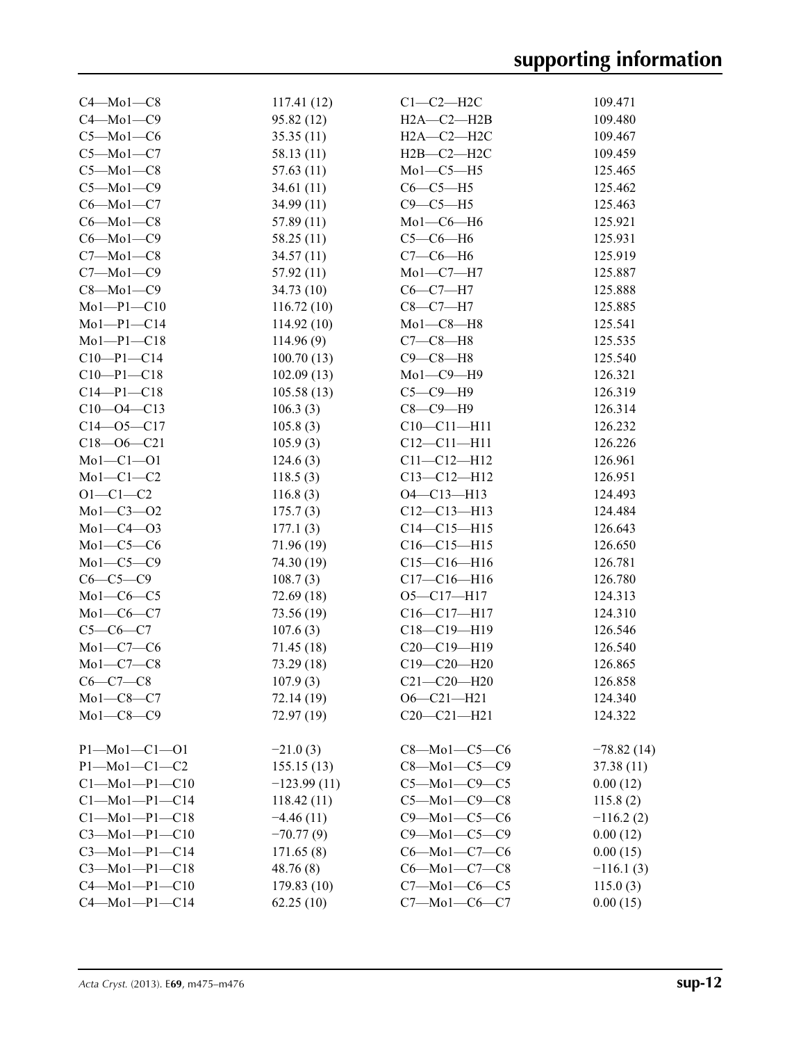| | | | |
|---|---|---|---|
| C4—Mo1—C8 | 117.41 (12) | C1—C2—H2C | 109.471 |
| C4—Mo1—C9 | 95.82 (12) | H2A—C2—H2B | 109.480 |
| C5—Mo1—C6 | 35.35 (11) | H2A—C2—H2C | 109.467 |
| C5—Mo1—C7 | 58.13 (11) | H2B—C2—H2C | 109.459 |
| C5—Mo1—C8 | 57.63 (11) | Mo1—C5—H5 | 125.465 |
| C5—Mo1—C9 | 34.61 (11) | C6—C5—H5 | 125.462 |
| C6—Mo1—C7 | 34.99 (11) | C9—C5—H5 | 125.463 |
| C6—Mo1—C8 | 57.89 (11) | Mo1—C6—H6 | 125.921 |
| C6—Mo1—C9 | 58.25 (11) | C5—C6—H6 | 125.931 |
| C7—Mo1—C8 | 34.57 (11) | C7—C6—H6 | 125.919 |
| C7—Mo1—C9 | 57.92 (11) | Mo1—C7—H7 | 125.887 |
| C8—Mo1—C9 | 34.73 (10) | C6—C7—H7 | 125.888 |
| Mo1—P1—C10 | 116.72 (10) | C8—C7—H7 | 125.885 |
| Mo1—P1—C14 | 114.92 (10) | Mo1—C8—H8 | 125.541 |
| Mo1—P1—C18 | 114.96 (9) | C7—C8—H8 | 125.535 |
| C10—P1—C14 | 100.70 (13) | C9—C8—H8 | 125.540 |
| C10—P1—C18 | 102.09 (13) | Mo1—C9—H9 | 126.321 |
| C14—P1—C18 | 105.58 (13) | C5—C9—H9 | 126.319 |
| C10—O4—C13 | 106.3 (3) | C8—C9—H9 | 126.314 |
| C14—O5—C17 | 105.8 (3) | C10—C11—H11 | 126.232 |
| C18—O6—C21 | 105.9 (3) | C12—C11—H11 | 126.226 |
| Mo1—C1—O1 | 124.6 (3) | C11—C12—H12 | 126.961 |
| Mo1—C1—C2 | 118.5 (3) | C13—C12—H12 | 126.951 |
| O1—C1—C2 | 116.8 (3) | O4—C13—H13 | 124.493 |
| Mo1—C3—O2 | 175.7 (3) | C12—C13—H13 | 124.484 |
| Mo1—C4—O3 | 177.1 (3) | C14—C15—H15 | 126.643 |
| Mo1—C5—C6 | 71.96 (19) | C16—C15—H15 | 126.650 |
| Mo1—C5—C9 | 74.30 (19) | C15—C16—H16 | 126.781 |
| C6—C5—C9 | 108.7 (3) | C17—C16—H16 | 126.780 |
| Mo1—C6—C5 | 72.69 (18) | O5—C17—H17 | 124.313 |
| Mo1—C6—C7 | 73.56 (19) | C16—C17—H17 | 124.310 |
| C5—C6—C7 | 107.6 (3) | C18—C19—H19 | 126.546 |
| Mo1—C7—C6 | 71.45 (18) | C20—C19—H19 | 126.540 |
| Mo1—C7—C8 | 73.29 (18) | C19—C20—H20 | 126.865 |
| C6—C7—C8 | 107.9 (3) | C21—C20—H20 | 126.858 |
| Mo1—C8—C7 | 72.14 (19) | O6—C21—H21 | 124.340 |
| Mo1—C8—C9 | 72.97 (19) | C20—C21—H21 | 124.322 |

| | | | |
|---|---|---|---|
| P1—Mo1—C1—O1 | −21.0 (3) | C8—Mo1—C5—C6 | −78.82 (14) |
| P1—Mo1—C1—C2 | 155.15 (13) | C8—Mo1—C5—C9 | 37.38 (11) |
| C1—Mo1—P1—C10 | −123.99 (11) | C5—Mo1—C9—C5 | 0.00 (12) |
| C1—Mo1—P1—C14 | 118.42 (11) | C5—Mo1—C9—C8 | 115.8 (2) |
| C1—Mo1—P1—C18 | −4.46 (11) | C9—Mo1—C5—C6 | −116.2 (2) |
| C3—Mo1—P1—C10 | −70.77 (9) | C9—Mo1—C5—C9 | 0.00 (12) |
| C3—Mo1—P1—C14 | 171.65 (8) | C6—Mo1—C7—C6 | 0.00 (15) |
| C3—Mo1—P1—C18 | 48.76 (8) | C6—Mo1—C7—C8 | −116.1 (3) |
| C4—Mo1—P1—C10 | 179.83 (10) | C7—Mo1—C6—C5 | 115.0 (3) |
| C4—Mo1—P1—C14 | 62.25 (10) | C7—Mo1—C6—C7 | 0.00 (15) |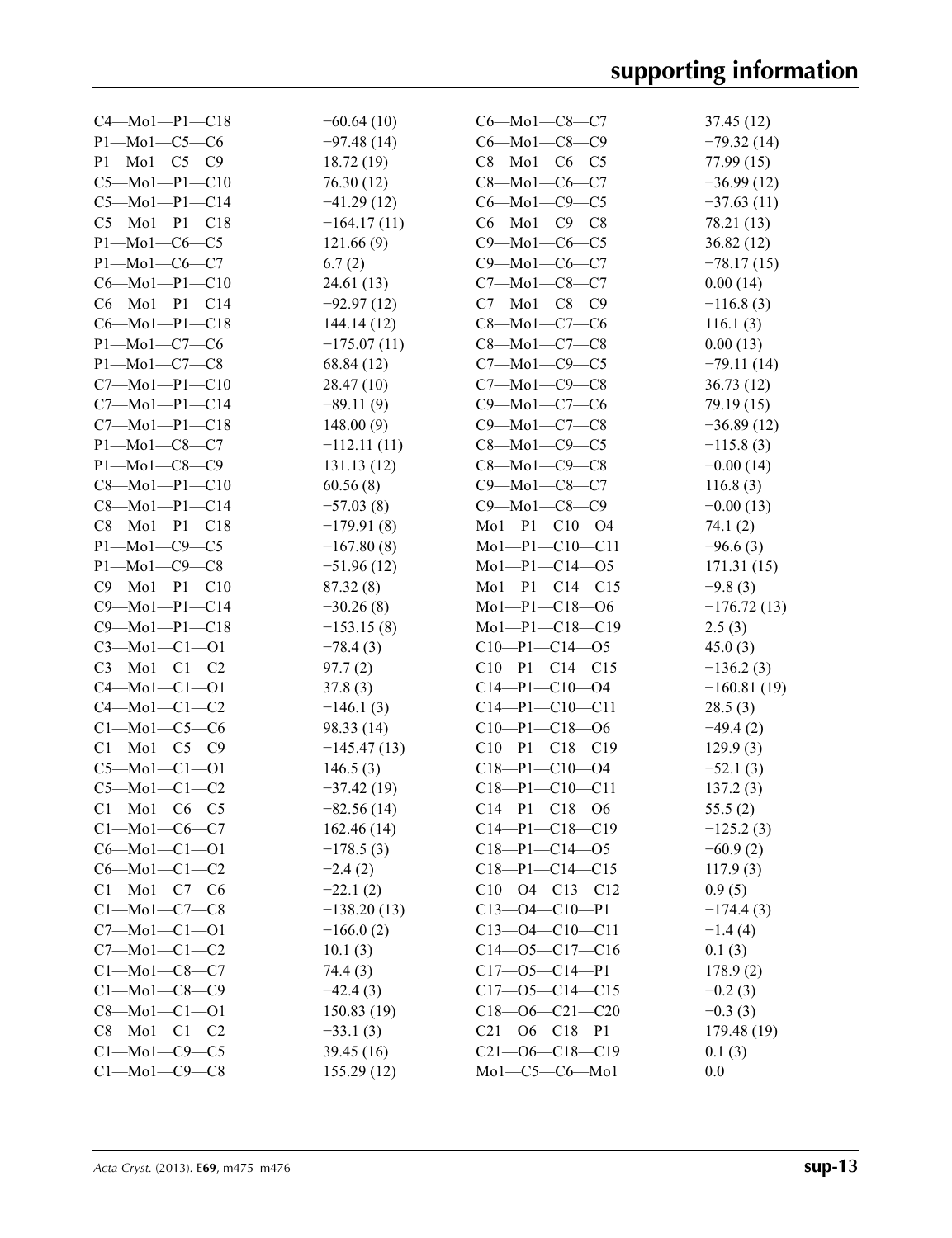| | | | |
|---|---|---|---|
| C4—Mo1—P1—C18 | −60.64 (10) | C6—Mo1—C8—C7 | 37.45 (12) |
| P1—Mo1—C5—C6 | −97.48 (14) | C6—Mo1—C8—C9 | −79.32 (14) |
| P1—Mo1—C5—C9 | 18.72 (19) | C8—Mo1—C6—C5 | 77.99 (15) |
| C5—Mo1—P1—C10 | 76.30 (12) | C8—Mo1—C6—C7 | −36.99 (12) |
| C5—Mo1—P1—C14 | −41.29 (12) | C6—Mo1—C9—C5 | −37.63 (11) |
| C5—Mo1—P1—C18 | −164.17 (11) | C6—Mo1—C9—C8 | 78.21 (13) |
| P1—Mo1—C6—C5 | 121.66 (9) | C9—Mo1—C6—C5 | 36.82 (12) |
| P1—Mo1—C6—C7 | 6.7 (2) | C9—Mo1—C6—C7 | −78.17 (15) |
| C6—Mo1—P1—C10 | 24.61 (13) | C7—Mo1—C8—C7 | 0.00 (14) |
| C6—Mo1—P1—C14 | −92.97 (12) | C7—Mo1—C8—C9 | −116.8 (3) |
| C6—Mo1—P1—C18 | 144.14 (12) | C8—Mo1—C7—C6 | 116.1 (3) |
| P1—Mo1—C7—C6 | −175.07 (11) | C8—Mo1—C7—C8 | 0.00 (13) |
| P1—Mo1—C7—C8 | 68.84 (12) | C7—Mo1—C9—C5 | −79.11 (14) |
| C7—Mo1—P1—C10 | 28.47 (10) | C7—Mo1—C9—C8 | 36.73 (12) |
| C7—Mo1—P1—C14 | −89.11 (9) | C9—Mo1—C7—C6 | 79.19 (15) |
| C7—Mo1—P1—C18 | 148.00 (9) | C9—Mo1—C7—C8 | −36.89 (12) |
| P1—Mo1—C8—C7 | −112.11 (11) | C8—Mo1—C9—C5 | −115.8 (3) |
| P1—Mo1—C8—C9 | 131.13 (12) | C8—Mo1—C9—C8 | −0.00 (14) |
| C8—Mo1—P1—C10 | 60.56 (8) | C9—Mo1—C8—C7 | 116.8 (3) |
| C8—Mo1—P1—C14 | −57.03 (8) | C9—Mo1—C8—C9 | −0.00 (13) |
| C8—Mo1—P1—C18 | −179.91 (8) | Mo1—P1—C10—O4 | 74.1 (2) |
| P1—Mo1—C9—C5 | −167.80 (8) | Mo1—P1—C10—C11 | −96.6 (3) |
| P1—Mo1—C9—C8 | −51.96 (12) | Mo1—P1—C14—O5 | 171.31 (15) |
| C9—Mo1—P1—C10 | 87.32 (8) | Mo1—P1—C14—C15 | −9.8 (3) |
| C9—Mo1—P1—C14 | −30.26 (8) | Mo1—P1—C18—O6 | −176.72 (13) |
| C9—Mo1—P1—C18 | −153.15 (8) | Mo1—P1—C18—C19 | 2.5 (3) |
| C3—Mo1—C1—O1 | −78.4 (3) | C10—P1—C14—O5 | 45.0 (3) |
| C3—Mo1—C1—C2 | 97.7 (2) | C10—P1—C14—C15 | −136.2 (3) |
| C4—Mo1—C1—O1 | 37.8 (3) | C14—P1—C10—O4 | −160.81 (19) |
| C4—Mo1—C1—C2 | −146.1 (3) | C14—P1—C10—C11 | 28.5 (3) |
| C1—Mo1—C5—C6 | 98.33 (14) | C10—P1—C18—O6 | −49.4 (2) |
| C1—Mo1—C5—C9 | −145.47 (13) | C10—P1—C18—C19 | 129.9 (3) |
| C5—Mo1—C1—O1 | 146.5 (3) | C18—P1—C10—O4 | −52.1 (3) |
| C5—Mo1—C1—C2 | −37.42 (19) | C18—P1—C10—C11 | 137.2 (3) |
| C1—Mo1—C6—C5 | −82.56 (14) | C14—P1—C18—O6 | 55.5 (2) |
| C1—Mo1—C6—C7 | 162.46 (14) | C14—P1—C18—C19 | −125.2 (3) |
| C6—Mo1—C1—O1 | −178.5 (3) | C18—P1—C14—O5 | −60.9 (2) |
| C6—Mo1—C1—C2 | −2.4 (2) | C18—P1—C14—C15 | 117.9 (3) |
| C1—Mo1—C7—C6 | −22.1 (2) | C10—O4—C13—C12 | 0.9 (5) |
| C1—Mo1—C7—C8 | −138.20 (13) | C13—O4—C10—P1 | −174.4 (3) |
| C7—Mo1—C1—O1 | −166.0 (2) | C13—O4—C10—C11 | −1.4 (4) |
| C7—Mo1—C1—C2 | 10.1 (3) | C14—O5—C17—C16 | 0.1 (3) |
| C1—Mo1—C8—C7 | 74.4 (3) | C17—O5—C14—P1 | 178.9 (2) |
| C1—Mo1—C8—C9 | −42.4 (3) | C17—O5—C14—C15 | −0.2 (3) |
| C8—Mo1—C1—O1 | 150.83 (19) | C18—O6—C21—C20 | −0.3 (3) |
| C8—Mo1—C1—C2 | −33.1 (3) | C21—O6—C18—P1 | 179.48 (19) |
| C1—Mo1—C9—C5 | 39.45 (16) | C21—O6—C18—C19 | 0.1 (3) |
| C1—Mo1—C9—C8 | 155.29 (12) | Mo1—C5—C6—Mo1 | 0.0 |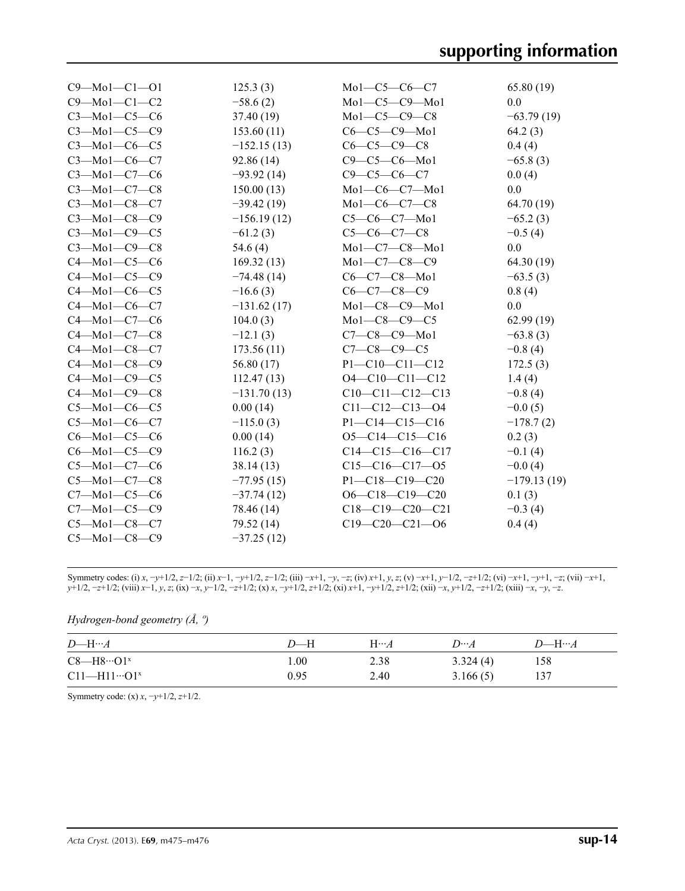| | | | |
|---|---|---|---|
| C9—Mo1—C1—O1 | 125.3 (3) | Mo1—C5—C6—C7 | 65.80 (19) |
| C9—Mo1—C1—C2 | −58.6 (2) | Mo1—C5—C9—Mo1 | 0.0 |
| C3—Mo1—C5—C6 | 37.40 (19) | Mo1—C5—C9—C8 | −63.79 (19) |
| C3—Mo1—C5—C9 | 153.60 (11) | C6—C5—C9—Mo1 | 64.2 (3) |
| C3—Mo1—C6—C5 | −152.15 (13) | C6—C5—C9—C8 | 0.4 (4) |
| C3—Mo1—C6—C7 | 92.86 (14) | C9—C5—C6—Mo1 | −65.8 (3) |
| C3—Mo1—C7—C6 | −93.92 (14) | C9—C5—C6—C7 | 0.0 (4) |
| C3—Mo1—C7—C8 | 150.00 (13) | Mo1—C6—C7—Mo1 | 0.0 |
| C3—Mo1—C8—C7 | −39.42 (19) | Mo1—C6—C7—C8 | 64.70 (19) |
| C3—Mo1—C8—C9 | −156.19 (12) | C5—C6—C7—Mo1 | −65.2 (3) |
| C3—Mo1—C9—C5 | −61.2 (3) | C5—C6—C7—C8 | −0.5 (4) |
| C3—Mo1—C9—C8 | 54.6 (4) | Mo1—C7—C8—Mo1 | 0.0 |
| C4—Mo1—C5—C6 | 169.32 (13) | Mo1—C7—C8—C9 | 64.30 (19) |
| C4—Mo1—C5—C9 | −74.48 (14) | C6—C7—C8—Mo1 | −63.5 (3) |
| C4—Mo1—C6—C5 | −16.6 (3) | C6—C7—C8—C9 | 0.8 (4) |
| C4—Mo1—C6—C7 | −131.62 (17) | Mo1—C8—C9—Mo1 | 0.0 |
| C4—Mo1—C7—C6 | 104.0 (3) | Mo1—C8—C9—C5 | 62.99 (19) |
| C4—Mo1—C7—C8 | −12.1 (3) | C7—C8—C9—Mo1 | −63.8 (3) |
| C4—Mo1—C8—C7 | 173.56 (11) | C7—C8—C9—C5 | −0.8 (4) |
| C4—Mo1—C8—C9 | 56.80 (17) | P1—C10—C11—C12 | 172.5 (3) |
| C4—Mo1—C9—C5 | 112.47 (13) | O4—C10—C11—C12 | 1.4 (4) |
| C4—Mo1—C9—C8 | −131.70 (13) | C10—C11—C12—C13 | −0.8 (4) |
| C5—Mo1—C6—C5 | 0.00 (14) | C11—C12—C13—O4 | −0.0 (5) |
| C5—Mo1—C6—C7 | −115.0 (3) | P1—C14—C15—C16 | −178.7 (2) |
| C6—Mo1—C5—C6 | 0.00 (14) | O5—C14—C15—C16 | 0.2 (3) |
| C6—Mo1—C5—C9 | 116.2 (3) | C14—C15—C16—C17 | −0.1 (4) |
| C5—Mo1—C7—C6 | 38.14 (13) | C15—C16—C17—O5 | −0.0 (4) |
| C5—Mo1—C7—C8 | −77.95 (15) | P1—C18—C19—C20 | −179.13 (19) |
| C7—Mo1—C5—C6 | −37.74 (12) | O6—C18—C19—C20 | 0.1 (3) |
| C7—Mo1—C5—C9 | 78.46 (14) | C18—C19—C20—C21 | −0.3 (4) |
| C5—Mo1—C8—C7 | 79.52 (14) | C19—C20—C21—O6 | 0.4 (4) |
| C5—Mo1—C8—C9 | −37.25 (12) | | |

Symmetry codes: (i) $x, -y+1/2, z-1/2$; (ii) $x-1, -y+1/2, z-1/2$; (iii) $-x+1, -y, -z$; (iv) $x+1, y, z$; (v) $-x+1, y-1/2, -z+1/2$; (vi) $-x+1, -y+1, -z$; (vii) $-x+1, y+1/2, -z+1/2$; (viii) $x-1, y, z$; (ix) $-x, y-1/2, -z+1/2$; (x) $x, -y+1/2, z+1/2$; (xi) $x+1, -y+1/2, z+1/2$; (xii) $-x, y+1/2, -z+1/2$; (xiii) $-x, -y, -z$.

*Hydrogen-bond geometry (Å, º)*

| *D*—H···*A* | *D*—H | H···*A* | *D*···*A* | *D*—H···*A* |
|---|---|---|---|---|
| C8—H8···O1[x] | 1.00 | 2.38 | 3.324 (4) | 158 |
| C11—H11···O1[x] | 0.95 | 2.40 | 3.166 (5) | 137 |

Symmetry code: (x) $x, -y+1/2, z+1/2$.